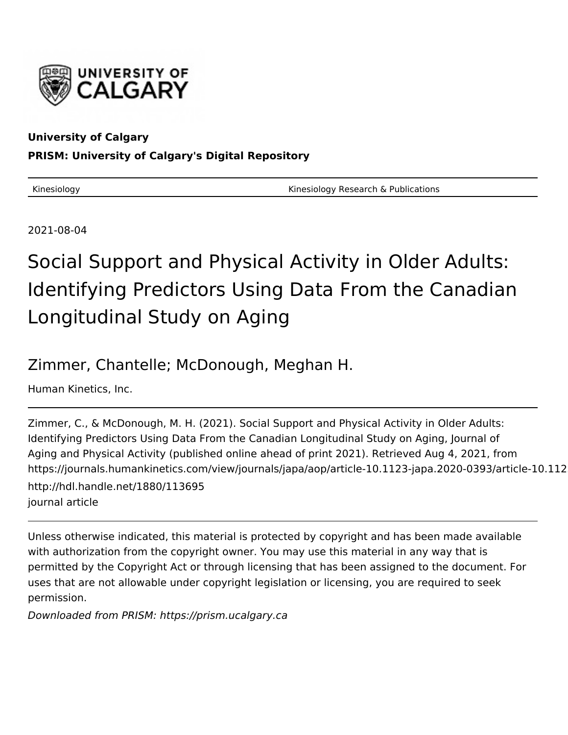**University of Calgary**

**PRISM: University of Calgary's Digital Repository**

Kinesiology | Kinesiology Research & Publications

2021-08-04

# Social Support and Physical Activity in Older Adults: Identifying Predictors Using Data From the Canadian Longitudinal Study on Aging

## Zimmer, Chantelle; McDonough, Meghan H.

Human Kinetics, Inc.

Zimmer, C., & McDonough, M. H. (2021). Social Support and Physical Activity in Older Adults: Identifying Predictors Using Data From the Canadian Longitudinal Study on Aging, Journal of Aging and Physical Activity (published online ahead of print 2021). Retrieved Aug 4, 2021, from https://journals.humankinetics.com/view/journals/japa/aop/article-10.1123-japa.2020-0393/article-10.112

http://hdl.handle.net/1880/113695

journal article

Unless otherwise indicated, this material is protected by copyright and has been made available with authorization from the copyright owner. You may use this material in any way that is permitted by the Copyright Act or through licensing that has been assigned to the document. For uses that are not allowable under copyright legislation or licensing, you are required to seek permission.

*Downloaded from PRISM: https://prism.ucalgary.ca*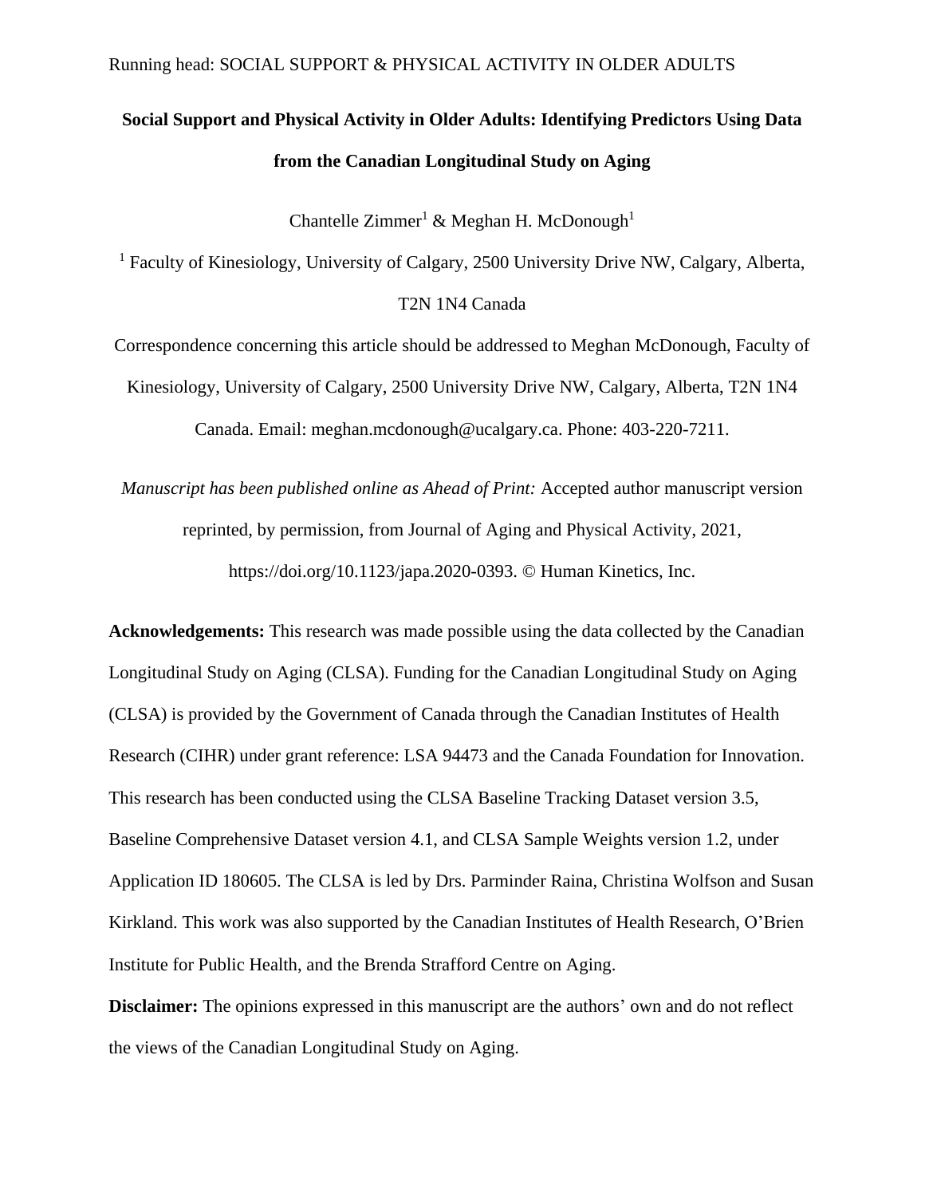**Social Support and Physical Activity in Older Adults: Identifying Predictors Using Data from the Canadian Longitudinal Study on Aging**

Chantelle Zimmer[1] & Meghan H. McDonough[1]

[1] Faculty of Kinesiology, University of Calgary, 2500 University Drive NW, Calgary, Alberta, T2N 1N4 Canada

Correspondence concerning this article should be addressed to Meghan McDonough, Faculty of Kinesiology, University of Calgary, 2500 University Drive NW, Calgary, Alberta, T2N 1N4 Canada. Email: meghan.mcdonough@ucalgary.ca. Phone: 403-220-7211.

*Manuscript has been published online as Ahead of Print:* Accepted author manuscript version reprinted, by permission, from Journal of Aging and Physical Activity, 2021, https://doi.org/10.1123/japa.2020-0393. © Human Kinetics, Inc.

**Acknowledgements:** This research was made possible using the data collected by the Canadian Longitudinal Study on Aging (CLSA). Funding for the Canadian Longitudinal Study on Aging (CLSA) is provided by the Government of Canada through the Canadian Institutes of Health Research (CIHR) under grant reference: LSA 94473 and the Canada Foundation for Innovation. This research has been conducted using the CLSA Baseline Tracking Dataset version 3.5, Baseline Comprehensive Dataset version 4.1, and CLSA Sample Weights version 1.2, under Application ID 180605. The CLSA is led by Drs. Parminder Raina, Christina Wolfson and Susan Kirkland. This work was also supported by the Canadian Institutes of Health Research, O'Brien Institute for Public Health, and the Brenda Strafford Centre on Aging.

**Disclaimer:** The opinions expressed in this manuscript are the authors' own and do not reflect the views of the Canadian Longitudinal Study on Aging.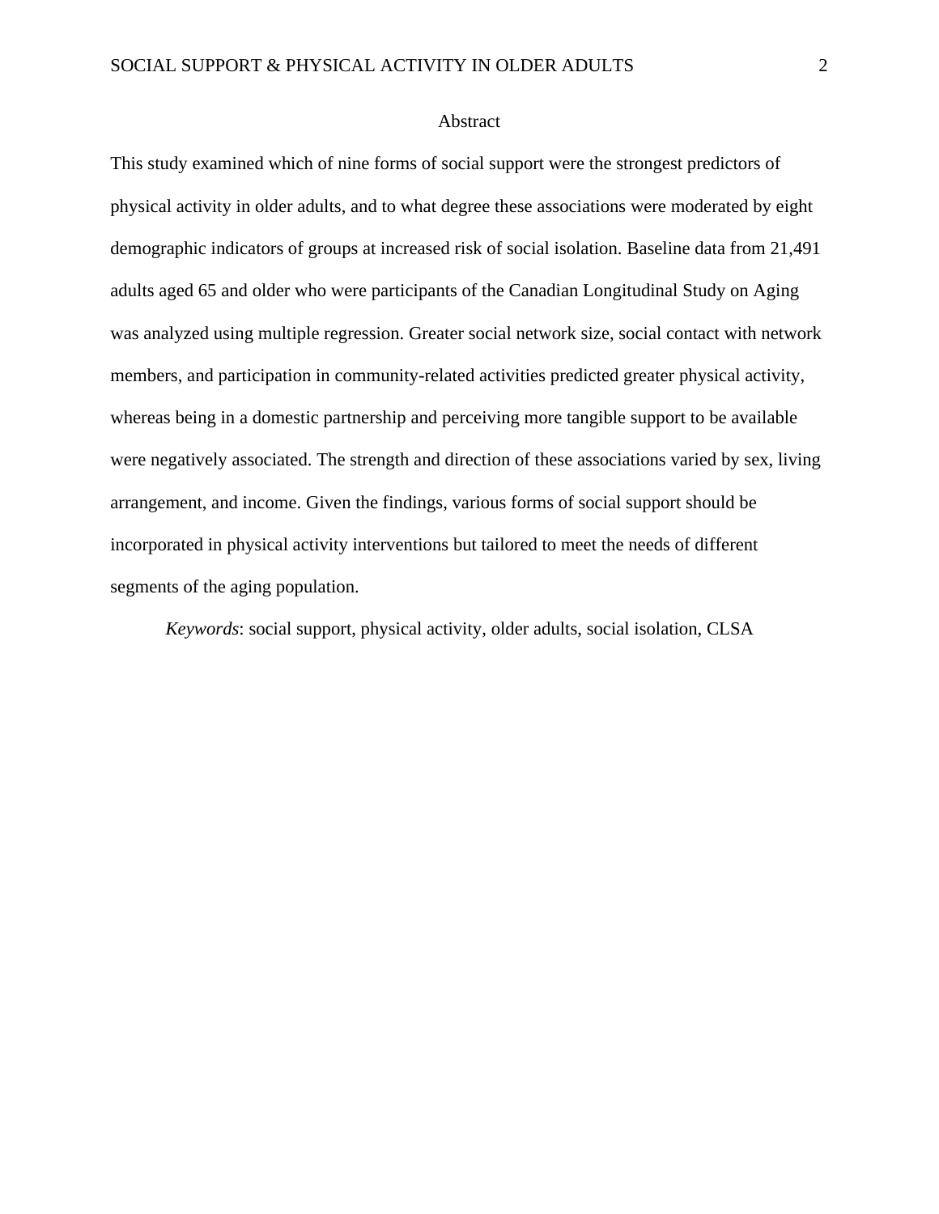# Abstract

This study examined which of nine forms of social support were the strongest predictors of physical activity in older adults, and to what degree these associations were moderated by eight demographic indicators of groups at increased risk of social isolation. Baseline data from 21,491 adults aged 65 and older who were participants of the Canadian Longitudinal Study on Aging was analyzed using multiple regression. Greater social network size, social contact with network members, and participation in community-related activities predicted greater physical activity, whereas being in a domestic partnership and perceiving more tangible support to be available were negatively associated. The strength and direction of these associations varied by sex, living arrangement, and income. Given the findings, various forms of social support should be incorporated in physical activity interventions but tailored to meet the needs of different segments of the aging population.

*Keywords*: social support, physical activity, older adults, social isolation, CLSA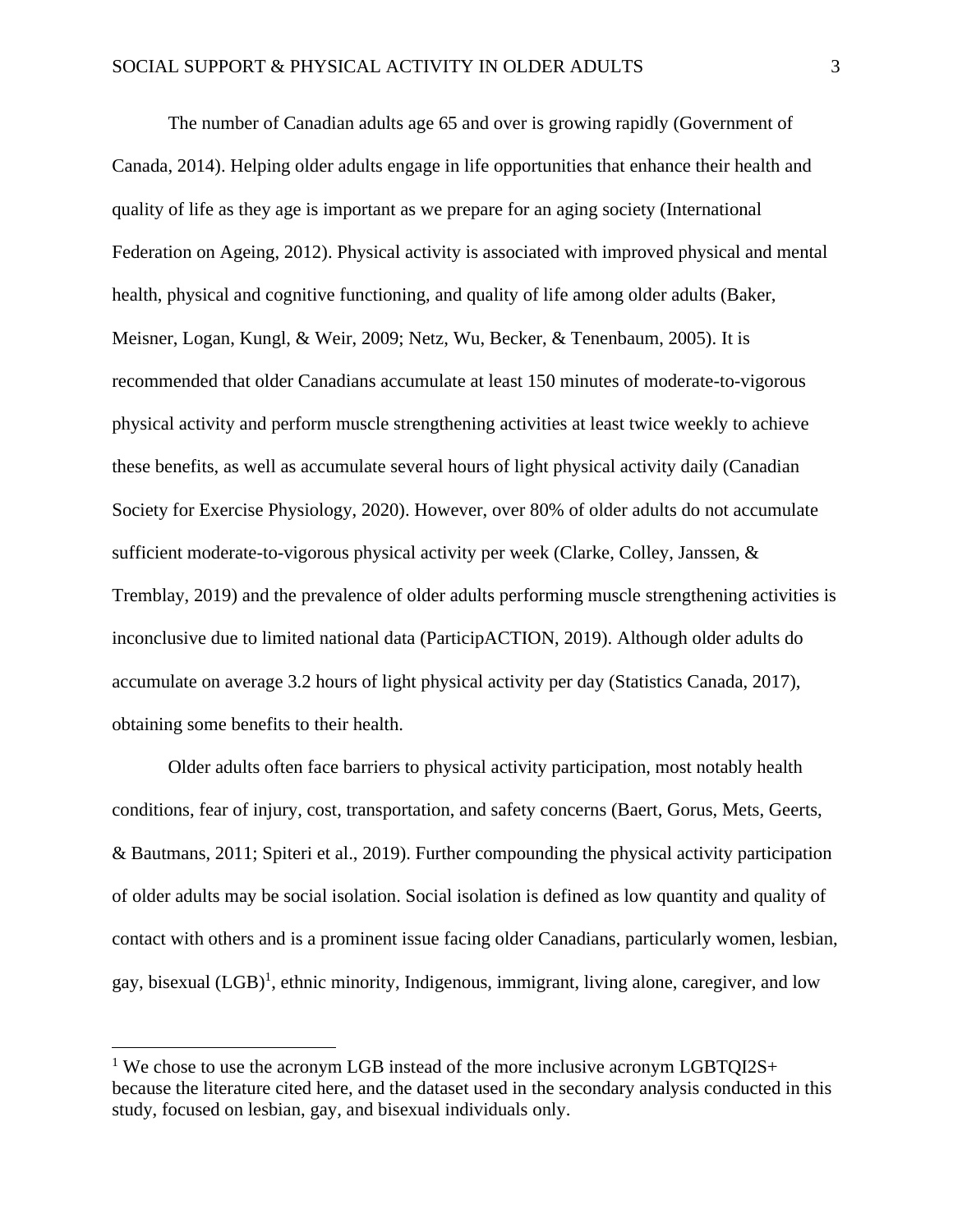The number of Canadian adults age 65 and over is growing rapidly (Government of Canada, 2014). Helping older adults engage in life opportunities that enhance their health and quality of life as they age is important as we prepare for an aging society (International Federation on Ageing, 2012). Physical activity is associated with improved physical and mental health, physical and cognitive functioning, and quality of life among older adults (Baker, Meisner, Logan, Kungl, & Weir, 2009; Netz, Wu, Becker, & Tenenbaum, 2005). It is recommended that older Canadians accumulate at least 150 minutes of moderate-to-vigorous physical activity and perform muscle strengthening activities at least twice weekly to achieve these benefits, as well as accumulate several hours of light physical activity daily (Canadian Society for Exercise Physiology, 2020). However, over 80% of older adults do not accumulate sufficient moderate-to-vigorous physical activity per week (Clarke, Colley, Janssen, & Tremblay, 2019) and the prevalence of older adults performing muscle strengthening activities is inconclusive due to limited national data (ParticipACTION, 2019). Although older adults do accumulate on average 3.2 hours of light physical activity per day (Statistics Canada, 2017), obtaining some benefits to their health.

Older adults often face barriers to physical activity participation, most notably health conditions, fear of injury, cost, transportation, and safety concerns (Baert, Gorus, Mets, Geerts, & Bautmans, 2011; Spiteri et al., 2019). Further compounding the physical activity participation of older adults may be social isolation. Social isolation is defined as low quantity and quality of contact with others and is a prominent issue facing older Canadians, particularly women, lesbian, gay, bisexual (LGB)[1], ethnic minority, Indigenous, immigrant, living alone, caregiver, and low

[1] We chose to use the acronym LGB instead of the more inclusive acronym LGBTQI2S+ because the literature cited here, and the dataset used in the secondary analysis conducted in this study, focused on lesbian, gay, and bisexual individuals only.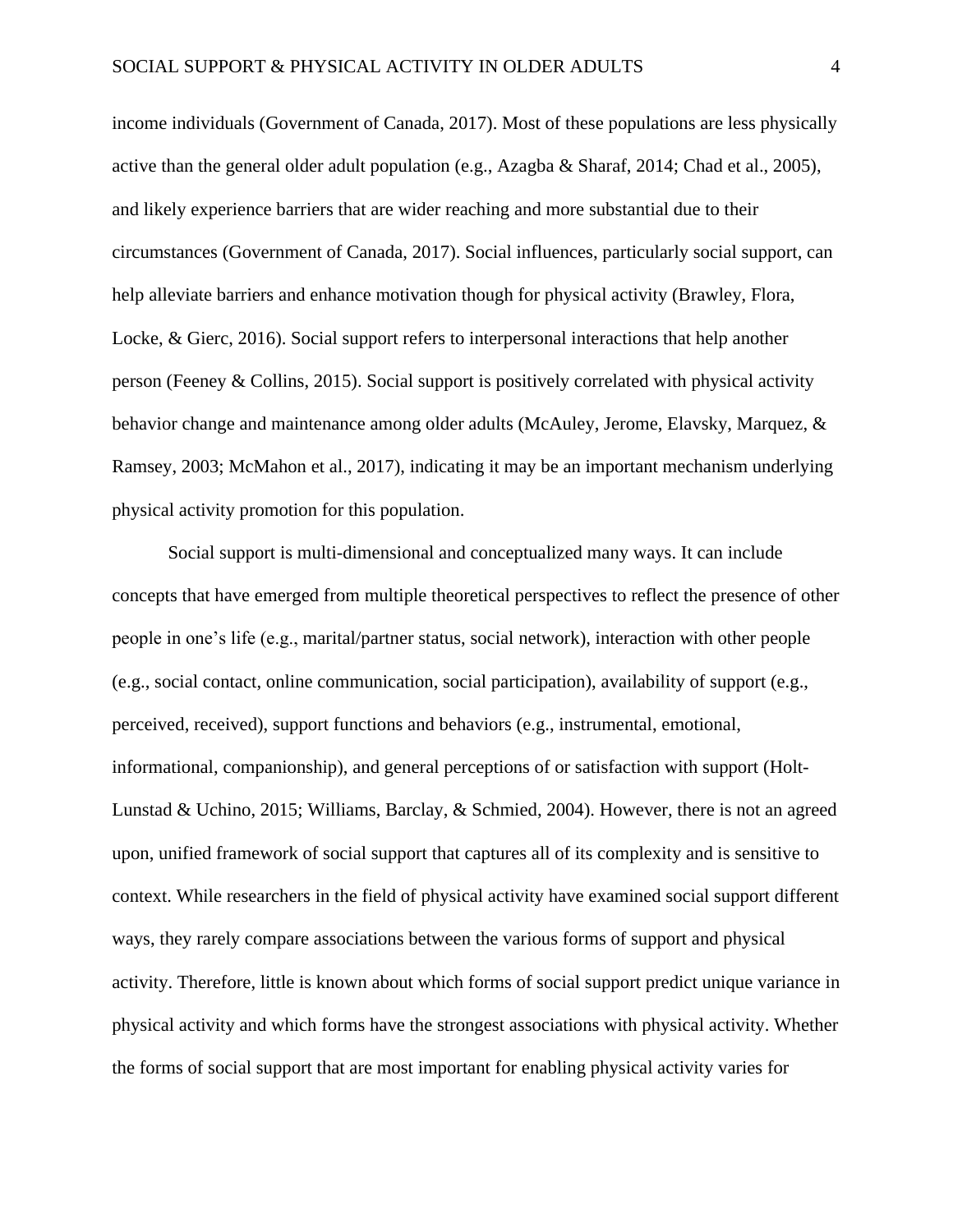income individuals (Government of Canada, 2017). Most of these populations are less physically active than the general older adult population (e.g., Azagba & Sharaf, 2014; Chad et al., 2005), and likely experience barriers that are wider reaching and more substantial due to their circumstances (Government of Canada, 2017). Social influences, particularly social support, can help alleviate barriers and enhance motivation though for physical activity (Brawley, Flora, Locke, & Gierc, 2016). Social support refers to interpersonal interactions that help another person (Feeney & Collins, 2015). Social support is positively correlated with physical activity behavior change and maintenance among older adults (McAuley, Jerome, Elavsky, Marquez, & Ramsey, 2003; McMahon et al., 2017), indicating it may be an important mechanism underlying physical activity promotion for this population.

Social support is multi-dimensional and conceptualized many ways. It can include concepts that have emerged from multiple theoretical perspectives to reflect the presence of other people in one's life (e.g., marital/partner status, social network), interaction with other people (e.g., social contact, online communication, social participation), availability of support (e.g., perceived, received), support functions and behaviors (e.g., instrumental, emotional, informational, companionship), and general perceptions of or satisfaction with support (Holt-Lunstad & Uchino, 2015; Williams, Barclay, & Schmied, 2004). However, there is not an agreed upon, unified framework of social support that captures all of its complexity and is sensitive to context. While researchers in the field of physical activity have examined social support different ways, they rarely compare associations between the various forms of support and physical activity. Therefore, little is known about which forms of social support predict unique variance in physical activity and which forms have the strongest associations with physical activity. Whether the forms of social support that are most important for enabling physical activity varies for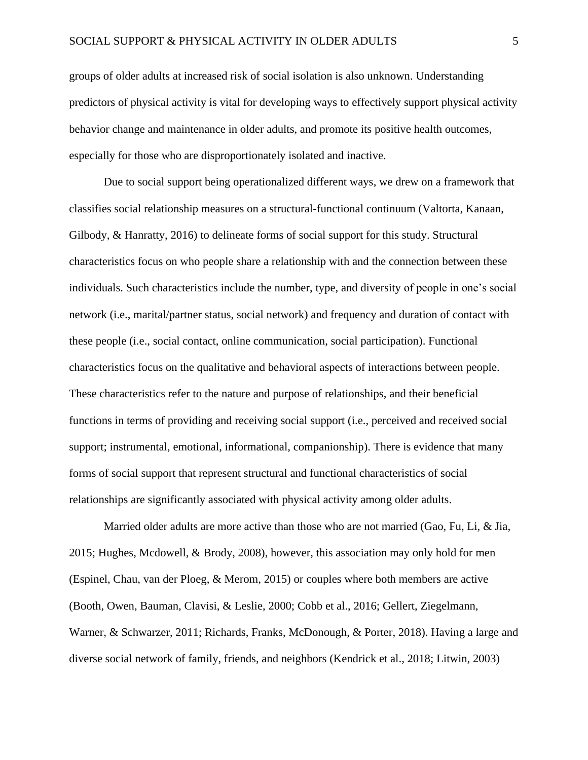groups of older adults at increased risk of social isolation is also unknown. Understanding predictors of physical activity is vital for developing ways to effectively support physical activity behavior change and maintenance in older adults, and promote its positive health outcomes, especially for those who are disproportionately isolated and inactive.

Due to social support being operationalized different ways, we drew on a framework that classifies social relationship measures on a structural-functional continuum (Valtorta, Kanaan, Gilbody, & Hanratty, 2016) to delineate forms of social support for this study. Structural characteristics focus on who people share a relationship with and the connection between these individuals. Such characteristics include the number, type, and diversity of people in one's social network (i.e., marital/partner status, social network) and frequency and duration of contact with these people (i.e., social contact, online communication, social participation). Functional characteristics focus on the qualitative and behavioral aspects of interactions between people. These characteristics refer to the nature and purpose of relationships, and their beneficial functions in terms of providing and receiving social support (i.e., perceived and received social support; instrumental, emotional, informational, companionship). There is evidence that many forms of social support that represent structural and functional characteristics of social relationships are significantly associated with physical activity among older adults.

Married older adults are more active than those who are not married (Gao, Fu, Li, & Jia, 2015; Hughes, Mcdowell, & Brody, 2008), however, this association may only hold for men (Espinel, Chau, van der Ploeg, & Merom, 2015) or couples where both members are active (Booth, Owen, Bauman, Clavisi, & Leslie, 2000; Cobb et al., 2016; Gellert, Ziegelmann, Warner, & Schwarzer, 2011; Richards, Franks, McDonough, & Porter, 2018). Having a large and diverse social network of family, friends, and neighbors (Kendrick et al., 2018; Litwin, 2003)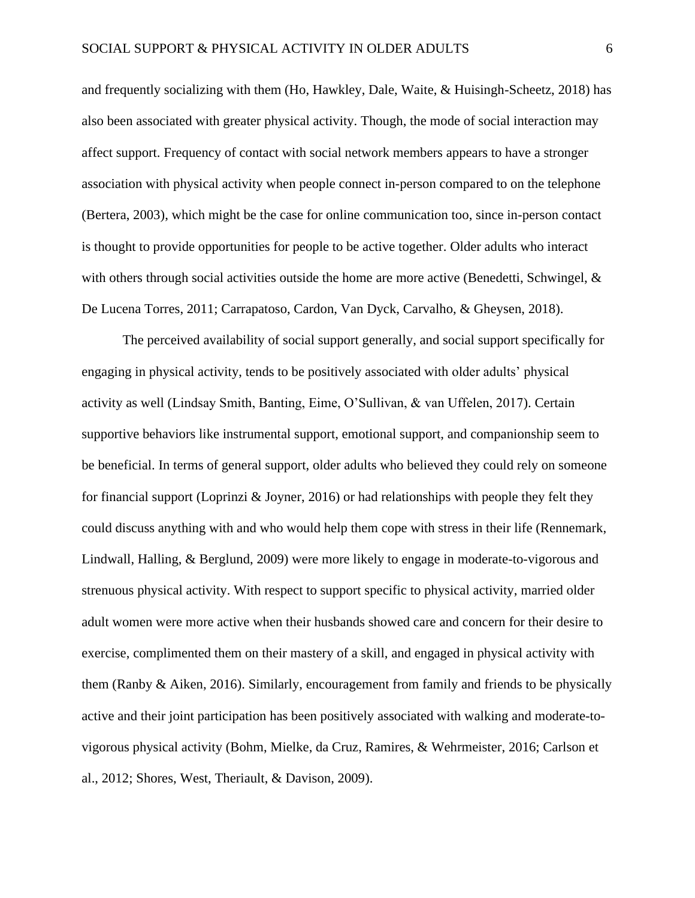and frequently socializing with them (Ho, Hawkley, Dale, Waite, & Huisingh-Scheetz, 2018) has also been associated with greater physical activity. Though, the mode of social interaction may affect support. Frequency of contact with social network members appears to have a stronger association with physical activity when people connect in-person compared to on the telephone (Bertera, 2003), which might be the case for online communication too, since in-person contact is thought to provide opportunities for people to be active together. Older adults who interact with others through social activities outside the home are more active (Benedetti, Schwingel, & De Lucena Torres, 2011; Carrapatoso, Cardon, Van Dyck, Carvalho, & Gheysen, 2018).

The perceived availability of social support generally, and social support specifically for engaging in physical activity, tends to be positively associated with older adults' physical activity as well (Lindsay Smith, Banting, Eime, O'Sullivan, & van Uffelen, 2017). Certain supportive behaviors like instrumental support, emotional support, and companionship seem to be beneficial. In terms of general support, older adults who believed they could rely on someone for financial support (Loprinzi & Joyner, 2016) or had relationships with people they felt they could discuss anything with and who would help them cope with stress in their life (Rennemark, Lindwall, Halling, & Berglund, 2009) were more likely to engage in moderate-to-vigorous and strenuous physical activity. With respect to support specific to physical activity, married older adult women were more active when their husbands showed care and concern for their desire to exercise, complimented them on their mastery of a skill, and engaged in physical activity with them (Ranby & Aiken, 2016). Similarly, encouragement from family and friends to be physically active and their joint participation has been positively associated with walking and moderate-to-vigorous physical activity (Bohm, Mielke, da Cruz, Ramires, & Wehrmeister, 2016; Carlson et al., 2012; Shores, West, Theriault, & Davison, 2009).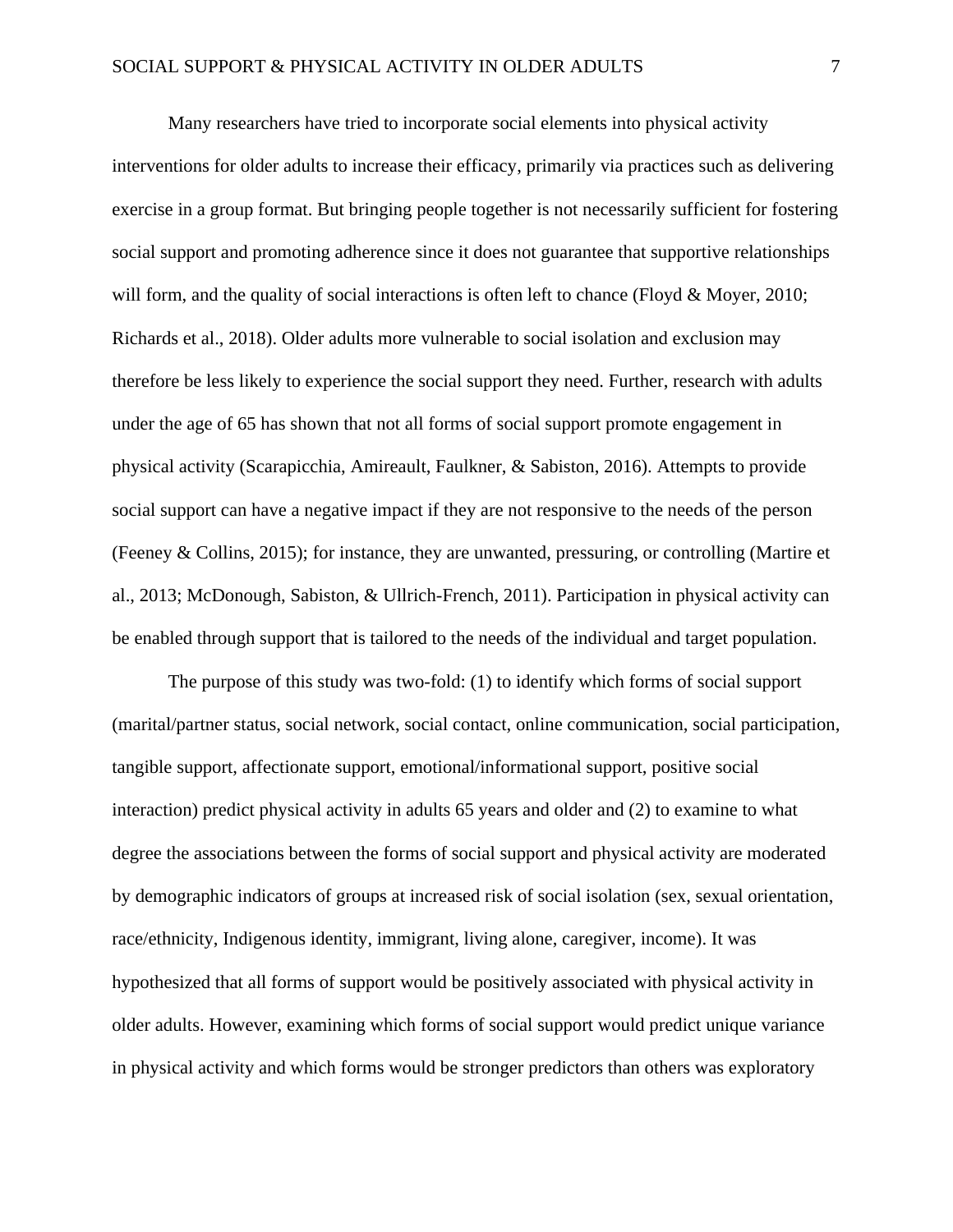Many researchers have tried to incorporate social elements into physical activity interventions for older adults to increase their efficacy, primarily via practices such as delivering exercise in a group format. But bringing people together is not necessarily sufficient for fostering social support and promoting adherence since it does not guarantee that supportive relationships will form, and the quality of social interactions is often left to chance (Floyd & Moyer, 2010; Richards et al., 2018). Older adults more vulnerable to social isolation and exclusion may therefore be less likely to experience the social support they need. Further, research with adults under the age of 65 has shown that not all forms of social support promote engagement in physical activity (Scarapicchia, Amireault, Faulkner, & Sabiston, 2016). Attempts to provide social support can have a negative impact if they are not responsive to the needs of the person (Feeney & Collins, 2015); for instance, they are unwanted, pressuring, or controlling (Martire et al., 2013; McDonough, Sabiston, & Ullrich-French, 2011). Participation in physical activity can be enabled through support that is tailored to the needs of the individual and target population.

The purpose of this study was two-fold: (1) to identify which forms of social support (marital/partner status, social network, social contact, online communication, social participation, tangible support, affectionate support, emotional/informational support, positive social interaction) predict physical activity in adults 65 years and older and (2) to examine to what degree the associations between the forms of social support and physical activity are moderated by demographic indicators of groups at increased risk of social isolation (sex, sexual orientation, race/ethnicity, Indigenous identity, immigrant, living alone, caregiver, income). It was hypothesized that all forms of support would be positively associated with physical activity in older adults. However, examining which forms of social support would predict unique variance in physical activity and which forms would be stronger predictors than others was exploratory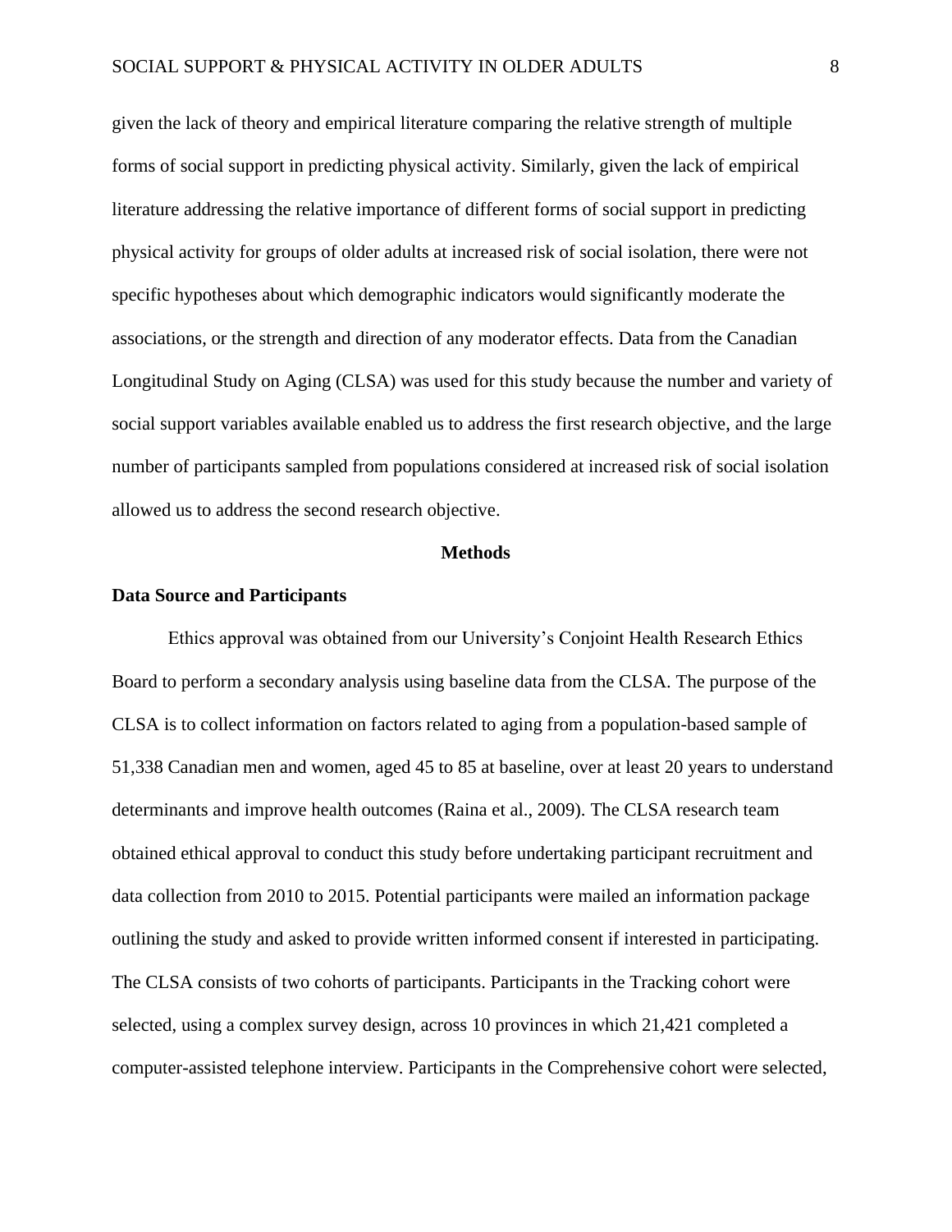given the lack of theory and empirical literature comparing the relative strength of multiple forms of social support in predicting physical activity. Similarly, given the lack of empirical literature addressing the relative importance of different forms of social support in predicting physical activity for groups of older adults at increased risk of social isolation, there were not specific hypotheses about which demographic indicators would significantly moderate the associations, or the strength and direction of any moderator effects. Data from the Canadian Longitudinal Study on Aging (CLSA) was used for this study because the number and variety of social support variables available enabled us to address the first research objective, and the large number of participants sampled from populations considered at increased risk of social isolation allowed us to address the second research objective.

## Methods

### Data Source and Participants

Ethics approval was obtained from our University's Conjoint Health Research Ethics Board to perform a secondary analysis using baseline data from the CLSA. The purpose of the CLSA is to collect information on factors related to aging from a population-based sample of 51,338 Canadian men and women, aged 45 to 85 at baseline, over at least 20 years to understand determinants and improve health outcomes (Raina et al., 2009). The CLSA research team obtained ethical approval to conduct this study before undertaking participant recruitment and data collection from 2010 to 2015. Potential participants were mailed an information package outlining the study and asked to provide written informed consent if interested in participating. The CLSA consists of two cohorts of participants. Participants in the Tracking cohort were selected, using a complex survey design, across 10 provinces in which 21,421 completed a computer-assisted telephone interview. Participants in the Comprehensive cohort were selected,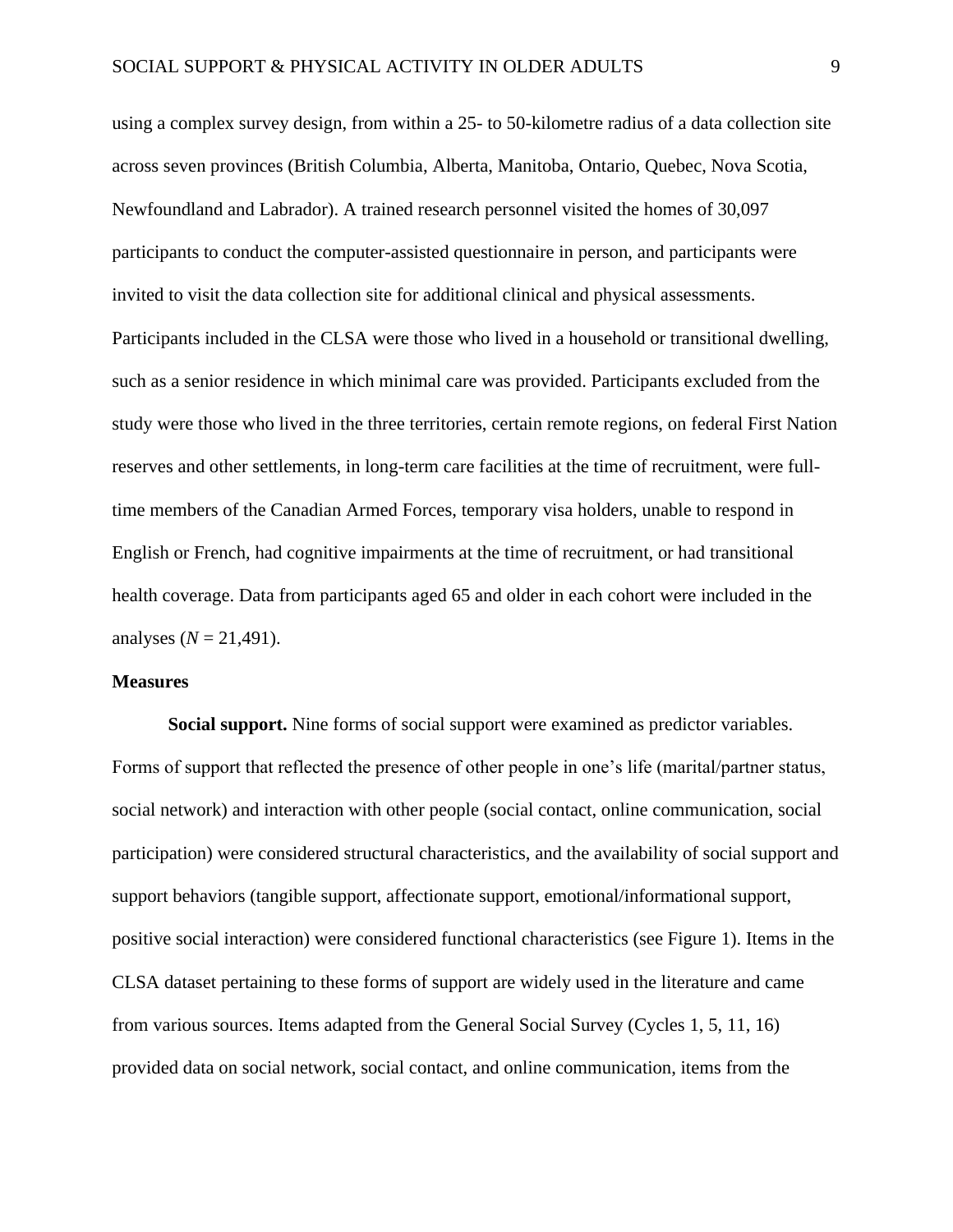using a complex survey design, from within a 25- to 50-kilometre radius of a data collection site across seven provinces (British Columbia, Alberta, Manitoba, Ontario, Quebec, Nova Scotia, Newfoundland and Labrador). A trained research personnel visited the homes of 30,097 participants to conduct the computer-assisted questionnaire in person, and participants were invited to visit the data collection site for additional clinical and physical assessments. Participants included in the CLSA were those who lived in a household or transitional dwelling, such as a senior residence in which minimal care was provided. Participants excluded from the study were those who lived in the three territories, certain remote regions, on federal First Nation reserves and other settlements, in long-term care facilities at the time of recruitment, were full-time members of the Canadian Armed Forces, temporary visa holders, unable to respond in English or French, had cognitive impairments at the time of recruitment, or had transitional health coverage. Data from participants aged 65 and older in each cohort were included in the analyses (*N* = 21,491).

## Measures

**Social support.** Nine forms of social support were examined as predictor variables. Forms of support that reflected the presence of other people in one's life (marital/partner status, social network) and interaction with other people (social contact, online communication, social participation) were considered structural characteristics, and the availability of social support and support behaviors (tangible support, affectionate support, emotional/informational support, positive social interaction) were considered functional characteristics (see Figure 1). Items in the CLSA dataset pertaining to these forms of support are widely used in the literature and came from various sources. Items adapted from the General Social Survey (Cycles 1, 5, 11, 16) provided data on social network, social contact, and online communication, items from the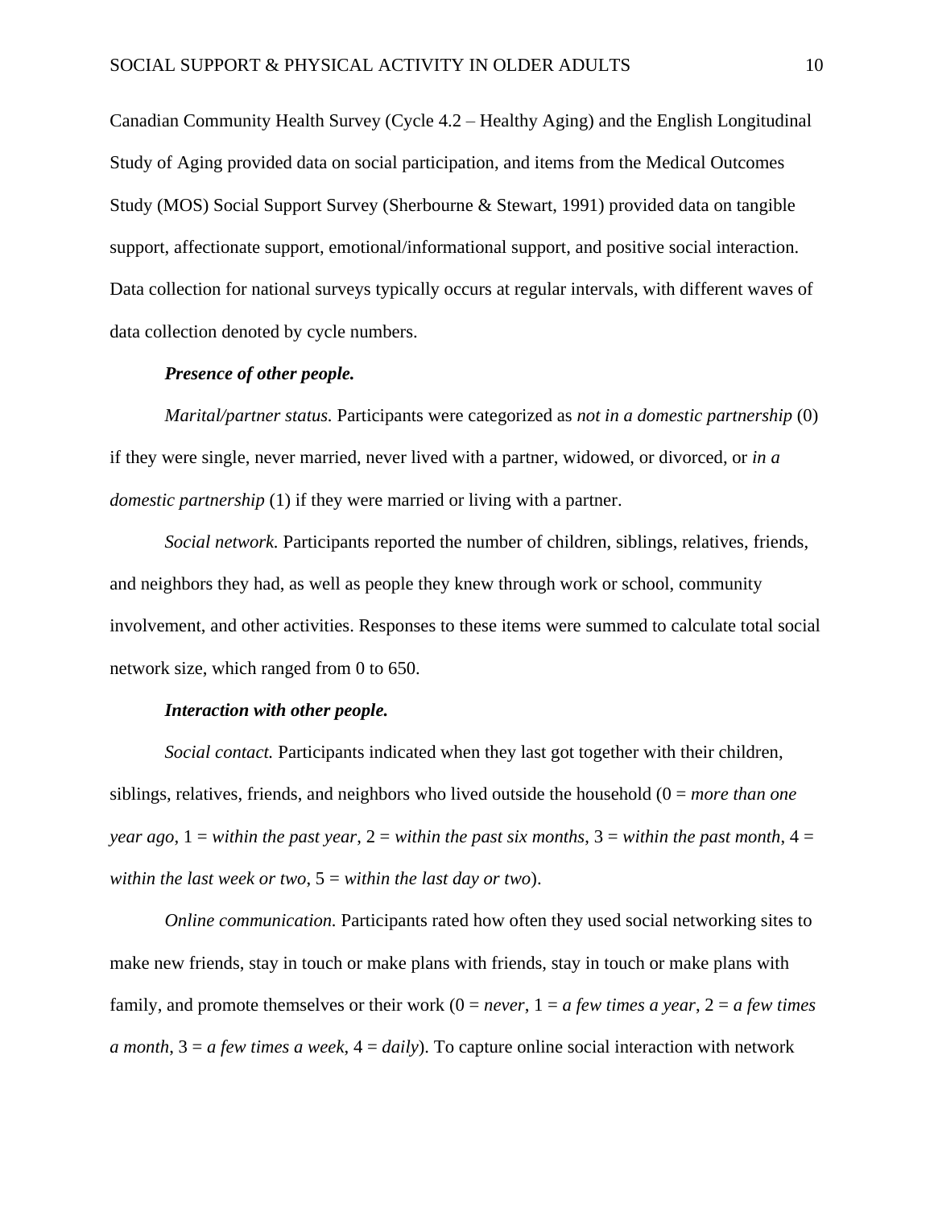Canadian Community Health Survey (Cycle 4.2 – Healthy Aging) and the English Longitudinal Study of Aging provided data on social participation, and items from the Medical Outcomes Study (MOS) Social Support Survey (Sherbourne & Stewart, 1991) provided data on tangible support, affectionate support, emotional/informational support, and positive social interaction. Data collection for national surveys typically occurs at regular intervals, with different waves of data collection denoted by cycle numbers.

***Presence of other people.***

*Marital/partner status.* Participants were categorized as *not in a domestic partnership* (0) if they were single, never married, never lived with a partner, widowed, or divorced, or *in a domestic partnership* (1) if they were married or living with a partner.

*Social network.* Participants reported the number of children, siblings, relatives, friends, and neighbors they had, as well as people they knew through work or school, community involvement, and other activities. Responses to these items were summed to calculate total social network size, which ranged from 0 to 650.

***Interaction with other people.***

*Social contact.* Participants indicated when they last got together with their children, siblings, relatives, friends, and neighbors who lived outside the household (0 = *more than one year ago*, 1 = *within the past year*, 2 = *within the past six months*, 3 = *within the past month*, 4 = *within the last week or two*, 5 = *within the last day or two*).

*Online communication.* Participants rated how often they used social networking sites to make new friends, stay in touch or make plans with friends, stay in touch or make plans with family, and promote themselves or their work (0 = *never*, 1 = *a few times a year*, 2 = *a few times a month*, 3 = *a few times a week*, 4 = *daily*). To capture online social interaction with network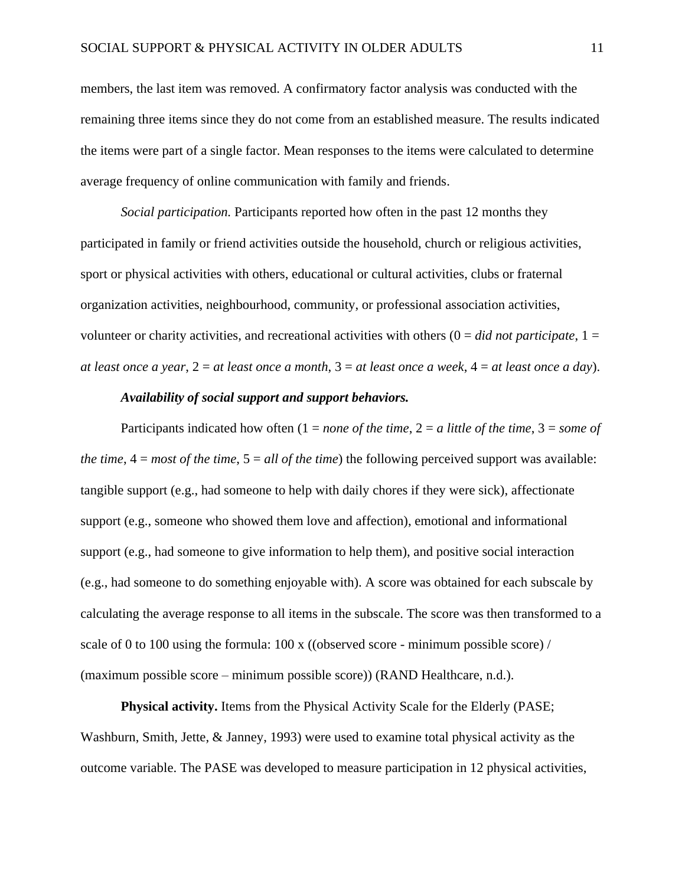members, the last item was removed. A confirmatory factor analysis was conducted with the remaining three items since they do not come from an established measure. The results indicated the items were part of a single factor. Mean responses to the items were calculated to determine average frequency of online communication with family and friends.

*Social participation.* Participants reported how often in the past 12 months they participated in family or friend activities outside the household, church or religious activities, sport or physical activities with others, educational or cultural activities, clubs or fraternal organization activities, neighbourhood, community, or professional association activities, volunteer or charity activities, and recreational activities with others (0 = *did not participate*, 1 = *at least once a year*, 2 = *at least once a month*, 3 = *at least once a week*, 4 = *at least once a day*).

***Availability of social support and support behaviors.***

Participants indicated how often (1 = *none of the time*, 2 = *a little of the time*, 3 = *some of the time*, 4 = *most of the time*, 5 = *all of the time*) the following perceived support was available: tangible support (e.g., had someone to help with daily chores if they were sick), affectionate support (e.g., someone who showed them love and affection), emotional and informational support (e.g., had someone to give information to help them), and positive social interaction (e.g., had someone to do something enjoyable with). A score was obtained for each subscale by calculating the average response to all items in the subscale. The score was then transformed to a scale of 0 to 100 using the formula: 100 x ((observed score - minimum possible score) / (maximum possible score – minimum possible score)) (RAND Healthcare, n.d.).

**Physical activity.** Items from the Physical Activity Scale for the Elderly (PASE; Washburn, Smith, Jette, & Janney, 1993) were used to examine total physical activity as the outcome variable. The PASE was developed to measure participation in 12 physical activities,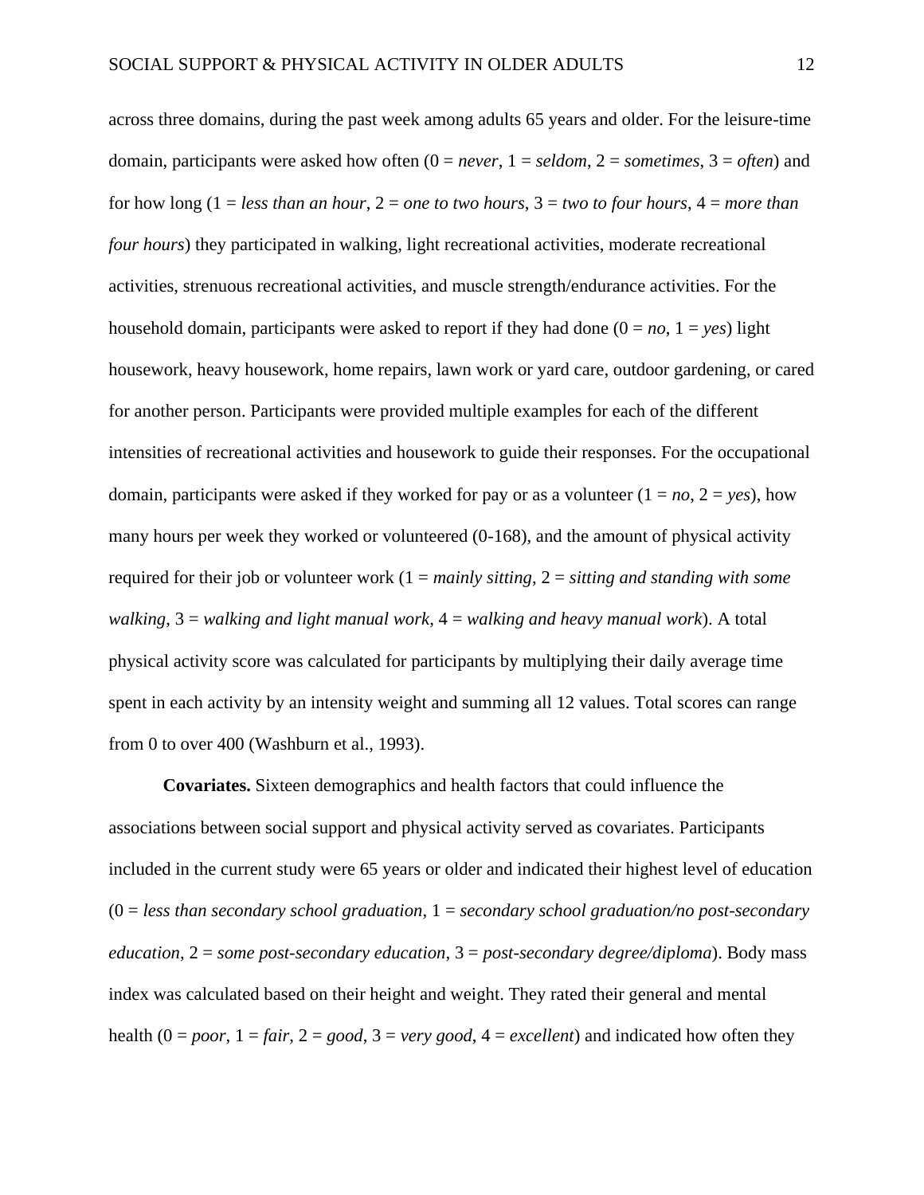across three domains, during the past week among adults 65 years and older. For the leisure-time domain, participants were asked how often (0 = *never*, 1 = *seldom*, 2 = *sometimes*, 3 = *often*) and for how long (1 = *less than an hour*, 2 = *one to two hours*, 3 = *two to four hours*, 4 = *more than four hours*) they participated in walking, light recreational activities, moderate recreational activities, strenuous recreational activities, and muscle strength/endurance activities. For the household domain, participants were asked to report if they had done (0 = *no*, 1 = *yes*) light housework, heavy housework, home repairs, lawn work or yard care, outdoor gardening, or cared for another person. Participants were provided multiple examples for each of the different intensities of recreational activities and housework to guide their responses. For the occupational domain, participants were asked if they worked for pay or as a volunteer (1 = *no*, 2 = *yes*), how many hours per week they worked or volunteered (0-168), and the amount of physical activity required for their job or volunteer work (1 = *mainly sitting*, 2 = *sitting and standing with some walking*, 3 = *walking and light manual work*, 4 = *walking and heavy manual work*). A total physical activity score was calculated for participants by multiplying their daily average time spent in each activity by an intensity weight and summing all 12 values. Total scores can range from 0 to over 400 (Washburn et al., 1993).

**Covariates.** Sixteen demographics and health factors that could influence the associations between social support and physical activity served as covariates. Participants included in the current study were 65 years or older and indicated their highest level of education (0 = *less than secondary school graduation*, 1 = *secondary school graduation/no post-secondary education*, 2 = *some post-secondary education*, 3 = *post-secondary degree/diploma*). Body mass index was calculated based on their height and weight. They rated their general and mental health (0 = *poor*, 1 = *fair*, 2 = *good*, 3 = *very good*, 4 = *excellent*) and indicated how often they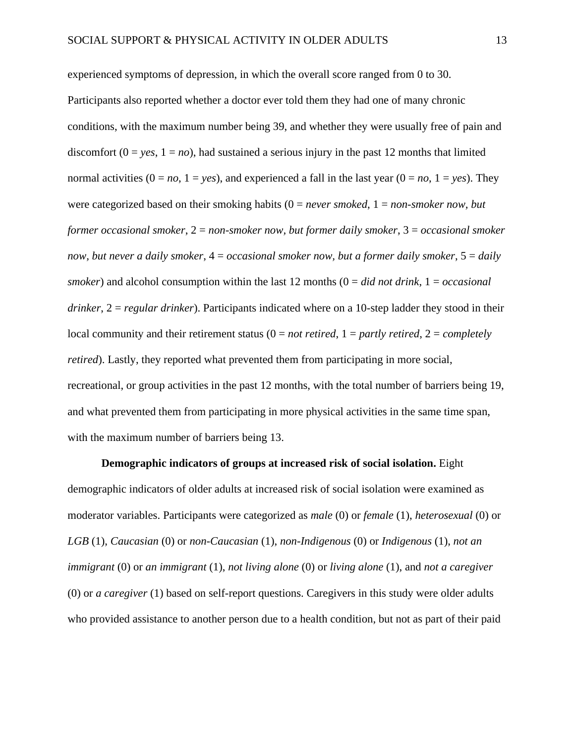experienced symptoms of depression, in which the overall score ranged from 0 to 30. Participants also reported whether a doctor ever told them they had one of many chronic conditions, with the maximum number being 39, and whether they were usually free of pain and discomfort (0 = *yes*, 1 = *no*), had sustained a serious injury in the past 12 months that limited normal activities (0 = *no*, 1 = *yes*), and experienced a fall in the last year (0 = *no*, 1 = *yes*). They were categorized based on their smoking habits (0 = *never smoked*, 1 = *non-smoker now, but former occasional smoker*, 2 = *non-smoker now, but former daily smoker*, 3 = *occasional smoker now, but never a daily smoker*, 4 = *occasional smoker now, but a former daily smoker*, 5 = *daily smoker*) and alcohol consumption within the last 12 months (0 = *did not drink*, 1 = *occasional drinker*, 2 = *regular drinker*). Participants indicated where on a 10-step ladder they stood in their local community and their retirement status (0 = *not retired*, 1 = *partly retired*, 2 = *completely retired*). Lastly, they reported what prevented them from participating in more social, recreational, or group activities in the past 12 months, with the total number of barriers being 19, and what prevented them from participating in more physical activities in the same time span, with the maximum number of barriers being 13.

**Demographic indicators of groups at increased risk of social isolation.** Eight demographic indicators of older adults at increased risk of social isolation were examined as moderator variables. Participants were categorized as *male* (0) or *female* (1), *heterosexual* (0) or *LGB* (1), *Caucasian* (0) or *non-Caucasian* (1), *non-Indigenous* (0) or *Indigenous* (1), *not an immigrant* (0) or *an immigrant* (1), *not living alone* (0) or *living alone* (1), and *not a caregiver* (0) or *a caregiver* (1) based on self-report questions. Caregivers in this study were older adults who provided assistance to another person due to a health condition, but not as part of their paid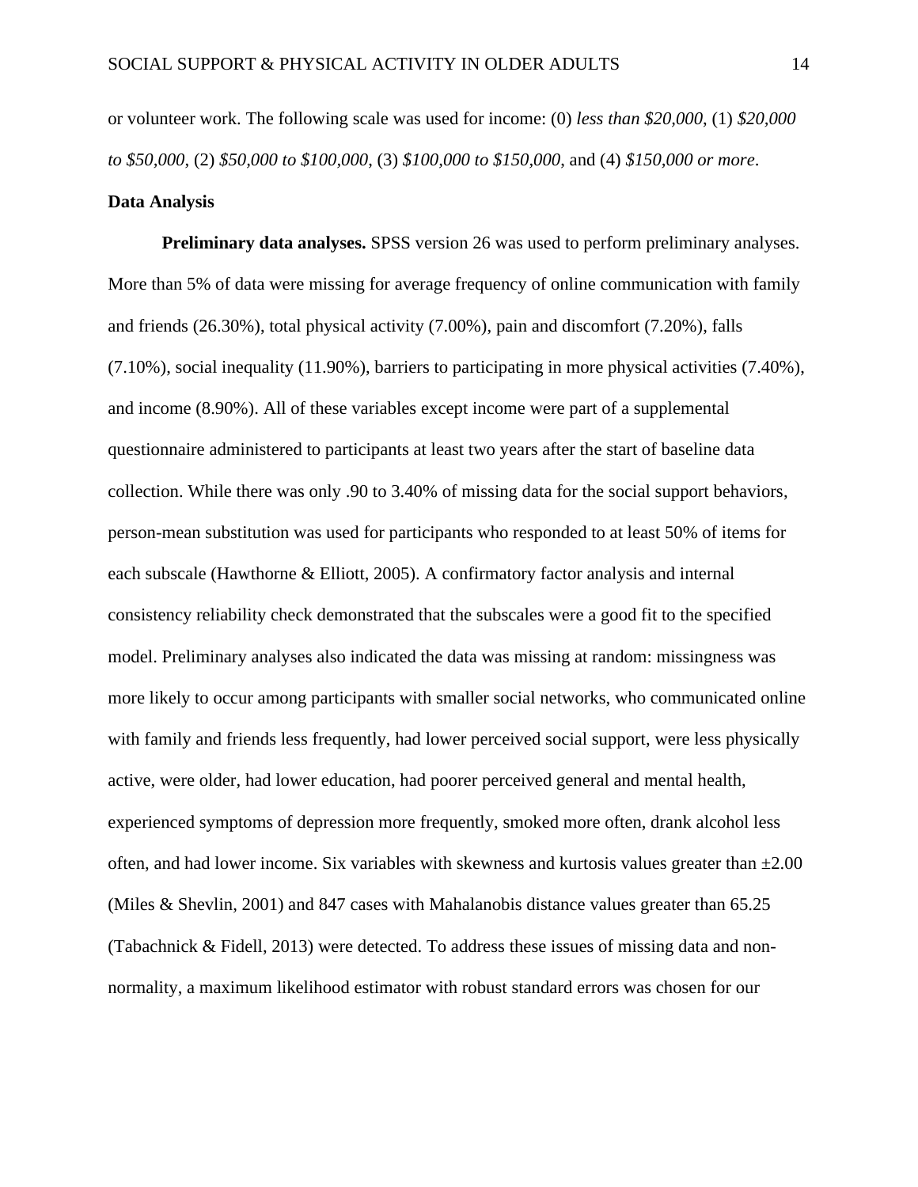or volunteer work. The following scale was used for income: (0) *less than $20,000*, (1) *$20,000 to $50,000*, (2) *$50,000 to $100,000*, (3) *$100,000 to $150,000*, and (4) *$150,000 or more*.

## Data Analysis

**Preliminary data analyses.** SPSS version 26 was used to perform preliminary analyses. More than 5% of data were missing for average frequency of online communication with family and friends (26.30%), total physical activity (7.00%), pain and discomfort (7.20%), falls (7.10%), social inequality (11.90%), barriers to participating in more physical activities (7.40%), and income (8.90%). All of these variables except income were part of a supplemental questionnaire administered to participants at least two years after the start of baseline data collection. While there was only .90 to 3.40% of missing data for the social support behaviors, person-mean substitution was used for participants who responded to at least 50% of items for each subscale (Hawthorne & Elliott, 2005). A confirmatory factor analysis and internal consistency reliability check demonstrated that the subscales were a good fit to the specified model. Preliminary analyses also indicated the data was missing at random: missingness was more likely to occur among participants with smaller social networks, who communicated online with family and friends less frequently, had lower perceived social support, were less physically active, were older, had lower education, had poorer perceived general and mental health, experienced symptoms of depression more frequently, smoked more often, drank alcohol less often, and had lower income. Six variables with skewness and kurtosis values greater than ±2.00 (Miles & Shevlin, 2001) and 847 cases with Mahalanobis distance values greater than 65.25 (Tabachnick & Fidell, 2013) were detected. To address these issues of missing data and non-normality, a maximum likelihood estimator with robust standard errors was chosen for our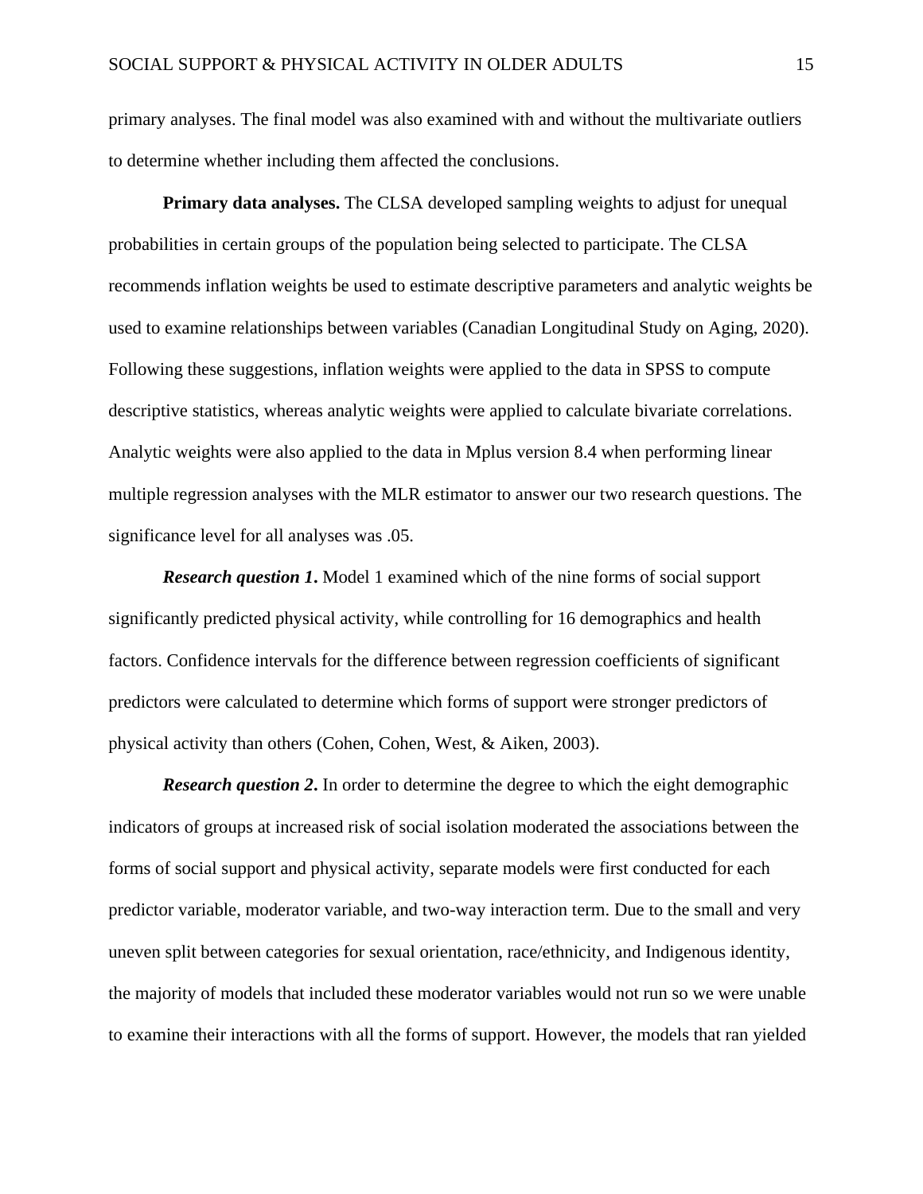primary analyses. The final model was also examined with and without the multivariate outliers to determine whether including them affected the conclusions.

**Primary data analyses.** The CLSA developed sampling weights to adjust for unequal probabilities in certain groups of the population being selected to participate. The CLSA recommends inflation weights be used to estimate descriptive parameters and analytic weights be used to examine relationships between variables (Canadian Longitudinal Study on Aging, 2020). Following these suggestions, inflation weights were applied to the data in SPSS to compute descriptive statistics, whereas analytic weights were applied to calculate bivariate correlations. Analytic weights were also applied to the data in Mplus version 8.4 when performing linear multiple regression analyses with the MLR estimator to answer our two research questions. The significance level for all analyses was .05.

***Research question 1*.** Model 1 examined which of the nine forms of social support significantly predicted physical activity, while controlling for 16 demographics and health factors. Confidence intervals for the difference between regression coefficients of significant predictors were calculated to determine which forms of support were stronger predictors of physical activity than others (Cohen, Cohen, West, & Aiken, 2003).

***Research question 2*.** In order to determine the degree to which the eight demographic indicators of groups at increased risk of social isolation moderated the associations between the forms of social support and physical activity, separate models were first conducted for each predictor variable, moderator variable, and two-way interaction term. Due to the small and very uneven split between categories for sexual orientation, race/ethnicity, and Indigenous identity, the majority of models that included these moderator variables would not run so we were unable to examine their interactions with all the forms of support. However, the models that ran yielded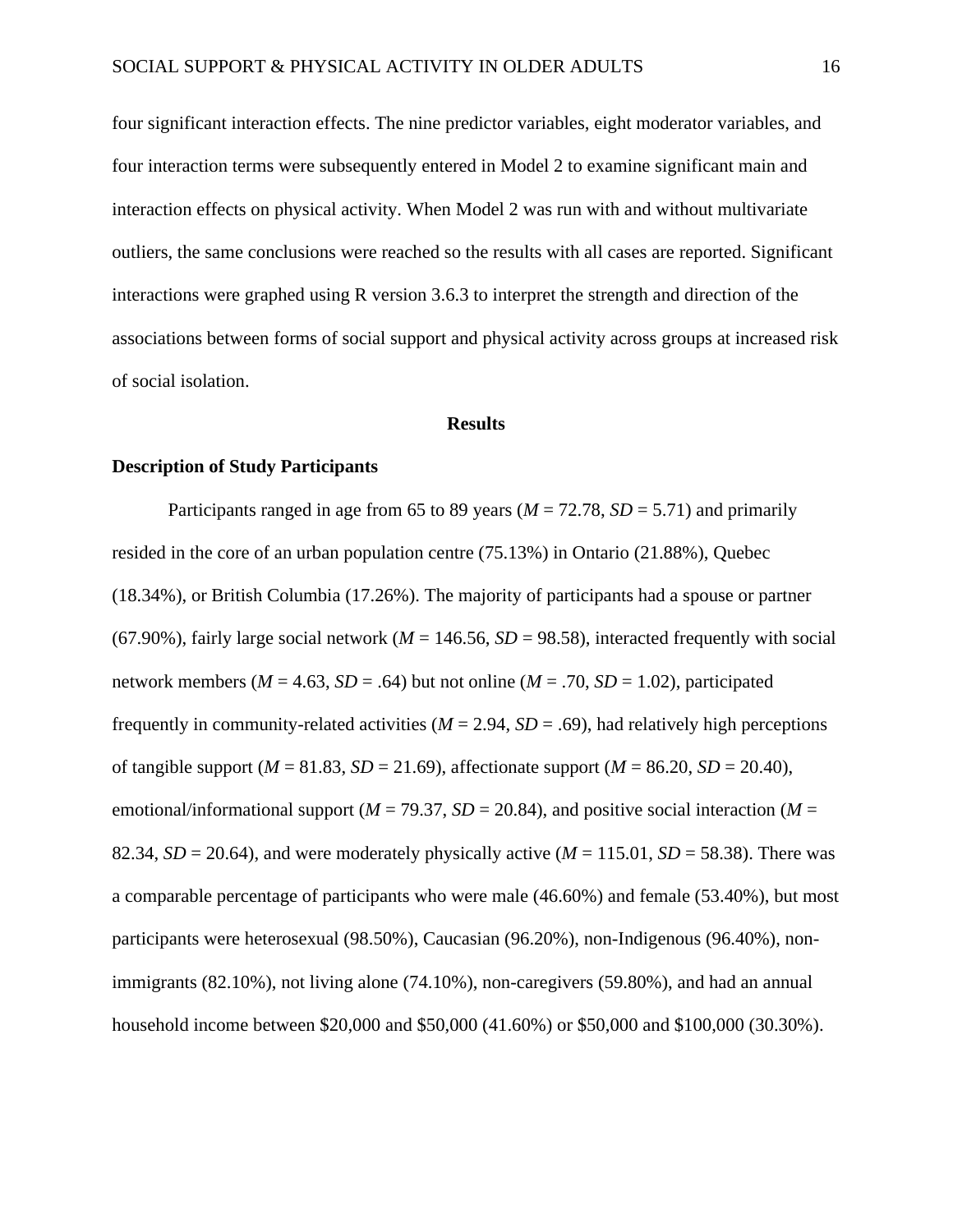four significant interaction effects. The nine predictor variables, eight moderator variables, and four interaction terms were subsequently entered in Model 2 to examine significant main and interaction effects on physical activity. When Model 2 was run with and without multivariate outliers, the same conclusions were reached so the results with all cases are reported. Significant interactions were graphed using R version 3.6.3 to interpret the strength and direction of the associations between forms of social support and physical activity across groups at increased risk of social isolation.

## Results

### Description of Study Participants

Participants ranged in age from 65 to 89 years (*M* = 72.78, *SD* = 5.71) and primarily resided in the core of an urban population centre (75.13%) in Ontario (21.88%), Quebec (18.34%), or British Columbia (17.26%). The majority of participants had a spouse or partner (67.90%), fairly large social network (*M* = 146.56, *SD* = 98.58), interacted frequently with social network members (*M* = 4.63, *SD* = .64) but not online (*M* = .70, *SD* = 1.02), participated frequently in community-related activities (*M* = 2.94, *SD* = .69), had relatively high perceptions of tangible support (*M* = 81.83, *SD* = 21.69), affectionate support (*M* = 86.20, *SD* = 20.40), emotional/informational support (*M* = 79.37, *SD* = 20.84), and positive social interaction (*M* = 82.34, *SD* = 20.64), and were moderately physically active (*M* = 115.01, *SD* = 58.38). There was a comparable percentage of participants who were male (46.60%) and female (53.40%), but most participants were heterosexual (98.50%), Caucasian (96.20%), non-Indigenous (96.40%), non-immigrants (82.10%), not living alone (74.10%), non-caregivers (59.80%), and had an annual household income between $20,000 and $50,000 (41.60%) or $50,000 and $100,000 (30.30%).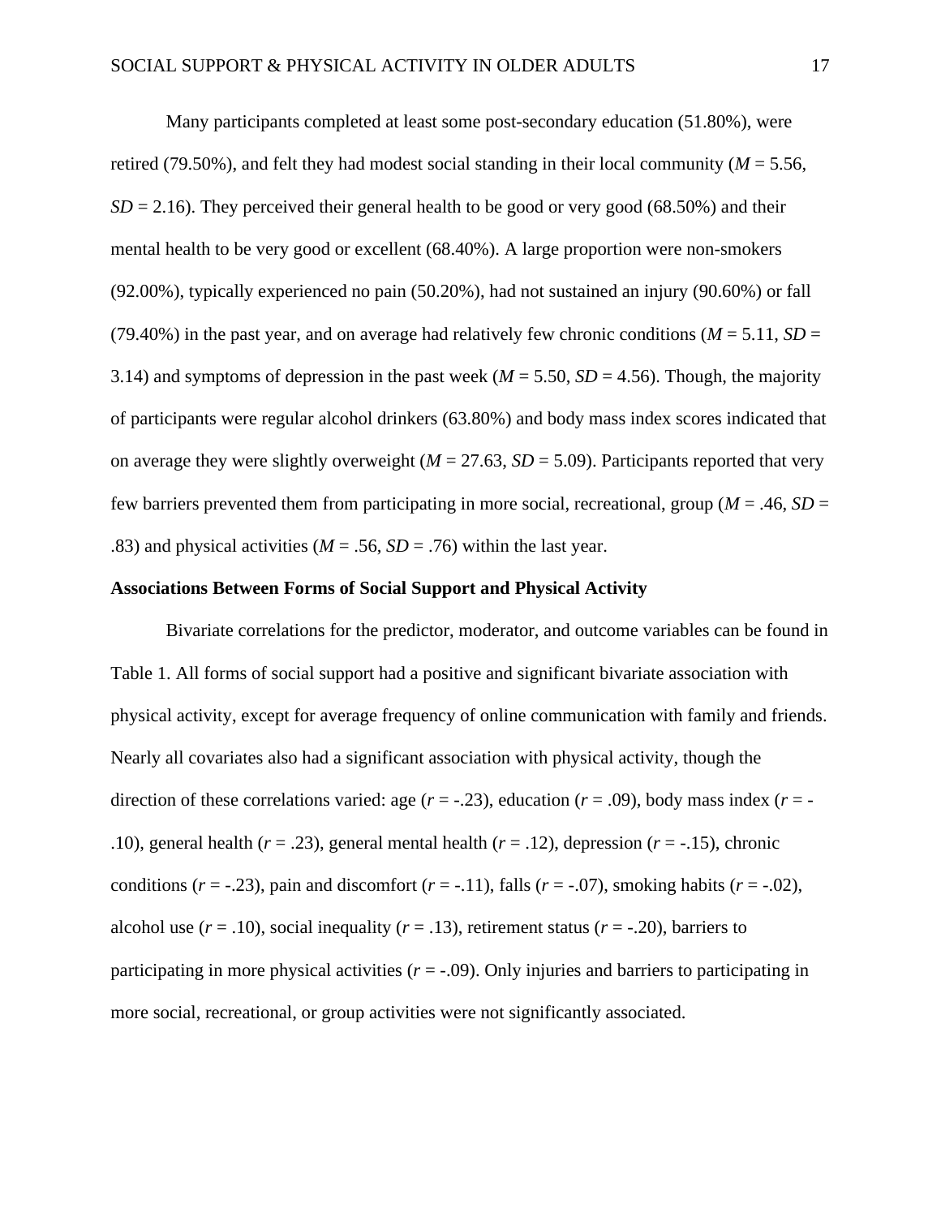Many participants completed at least some post-secondary education (51.80%), were retired (79.50%), and felt they had modest social standing in their local community ($M$ = 5.56, $SD$ = 2.16). They perceived their general health to be good or very good (68.50%) and their mental health to be very good or excellent (68.40%). A large proportion were non-smokers (92.00%), typically experienced no pain (50.20%), had not sustained an injury (90.60%) or fall (79.40%) in the past year, and on average had relatively few chronic conditions ($M$ = 5.11, $SD$ = 3.14) and symptoms of depression in the past week ($M$ = 5.50, $SD$ = 4.56). Though, the majority of participants were regular alcohol drinkers (63.80%) and body mass index scores indicated that on average they were slightly overweight ($M$ = 27.63, $SD$ = 5.09). Participants reported that very few barriers prevented them from participating in more social, recreational, group ($M$ = .46, $SD$ = .83) and physical activities ($M$ = .56, $SD$ = .76) within the last year.

**Associations Between Forms of Social Support and Physical Activity**

Bivariate correlations for the predictor, moderator, and outcome variables can be found in Table 1. All forms of social support had a positive and significant bivariate association with physical activity, except for average frequency of online communication with family and friends. Nearly all covariates also had a significant association with physical activity, though the direction of these correlations varied: age ($r$ = -.23), education ($r$ = .09), body mass index ($r$ = -.10), general health ($r$ = .23), general mental health ($r$ = .12), depression ($r$ = -.15), chronic conditions ($r$ = -.23), pain and discomfort ($r$ = -.11), falls ($r$ = -.07), smoking habits ($r$ = -.02), alcohol use ($r$ = .10), social inequality ($r$ = .13), retirement status ($r$ = -.20), barriers to participating in more physical activities ($r$ = -.09). Only injuries and barriers to participating in more social, recreational, or group activities were not significantly associated.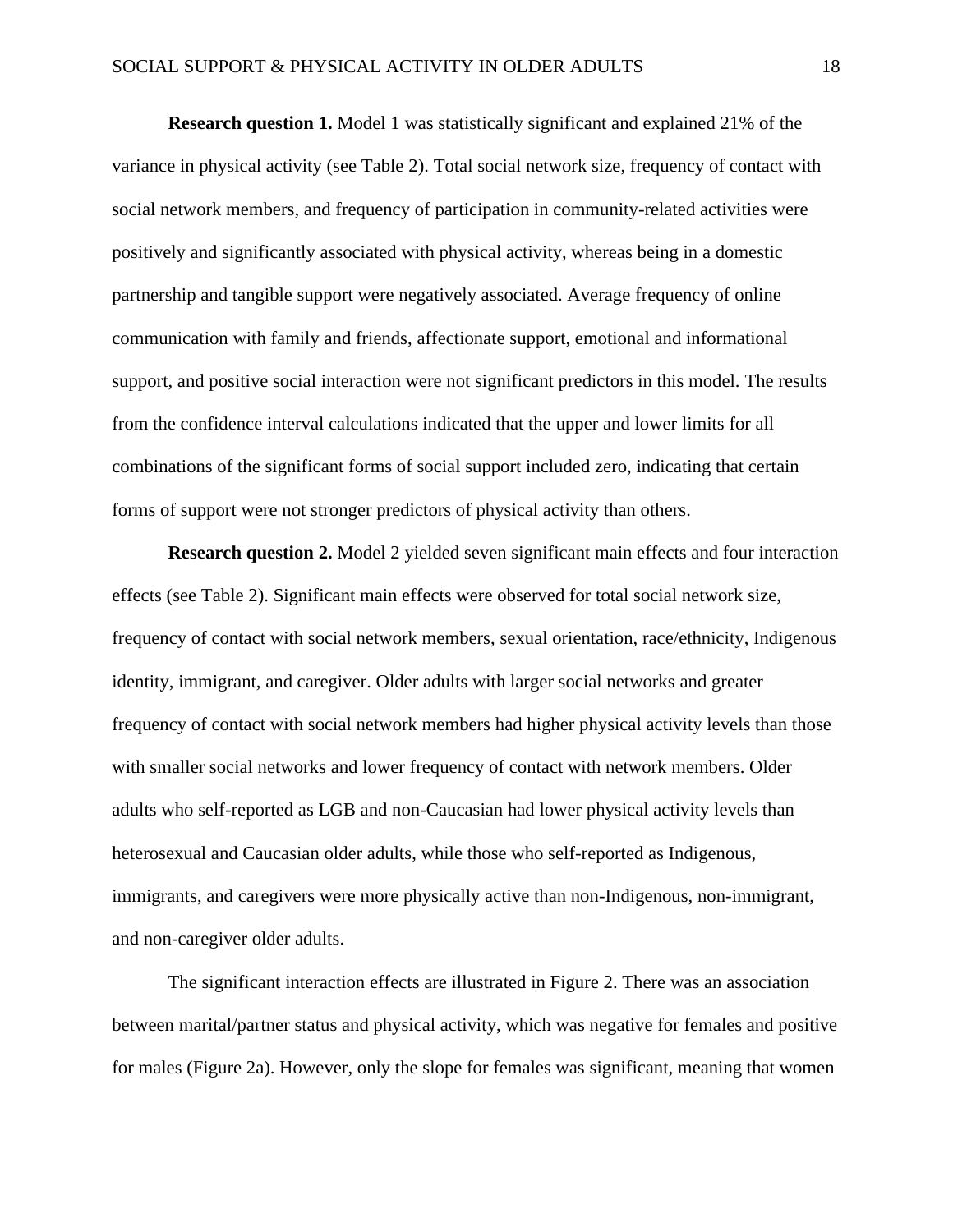**Research question 1.** Model 1 was statistically significant and explained 21% of the variance in physical activity (see Table 2). Total social network size, frequency of contact with social network members, and frequency of participation in community-related activities were positively and significantly associated with physical activity, whereas being in a domestic partnership and tangible support were negatively associated. Average frequency of online communication with family and friends, affectionate support, emotional and informational support, and positive social interaction were not significant predictors in this model. The results from the confidence interval calculations indicated that the upper and lower limits for all combinations of the significant forms of social support included zero, indicating that certain forms of support were not stronger predictors of physical activity than others.

**Research question 2.** Model 2 yielded seven significant main effects and four interaction effects (see Table 2). Significant main effects were observed for total social network size, frequency of contact with social network members, sexual orientation, race/ethnicity, Indigenous identity, immigrant, and caregiver. Older adults with larger social networks and greater frequency of contact with social network members had higher physical activity levels than those with smaller social networks and lower frequency of contact with network members. Older adults who self-reported as LGB and non-Caucasian had lower physical activity levels than heterosexual and Caucasian older adults, while those who self-reported as Indigenous, immigrants, and caregivers were more physically active than non-Indigenous, non-immigrant, and non-caregiver older adults.

The significant interaction effects are illustrated in Figure 2. There was an association between marital/partner status and physical activity, which was negative for females and positive for males (Figure 2a). However, only the slope for females was significant, meaning that women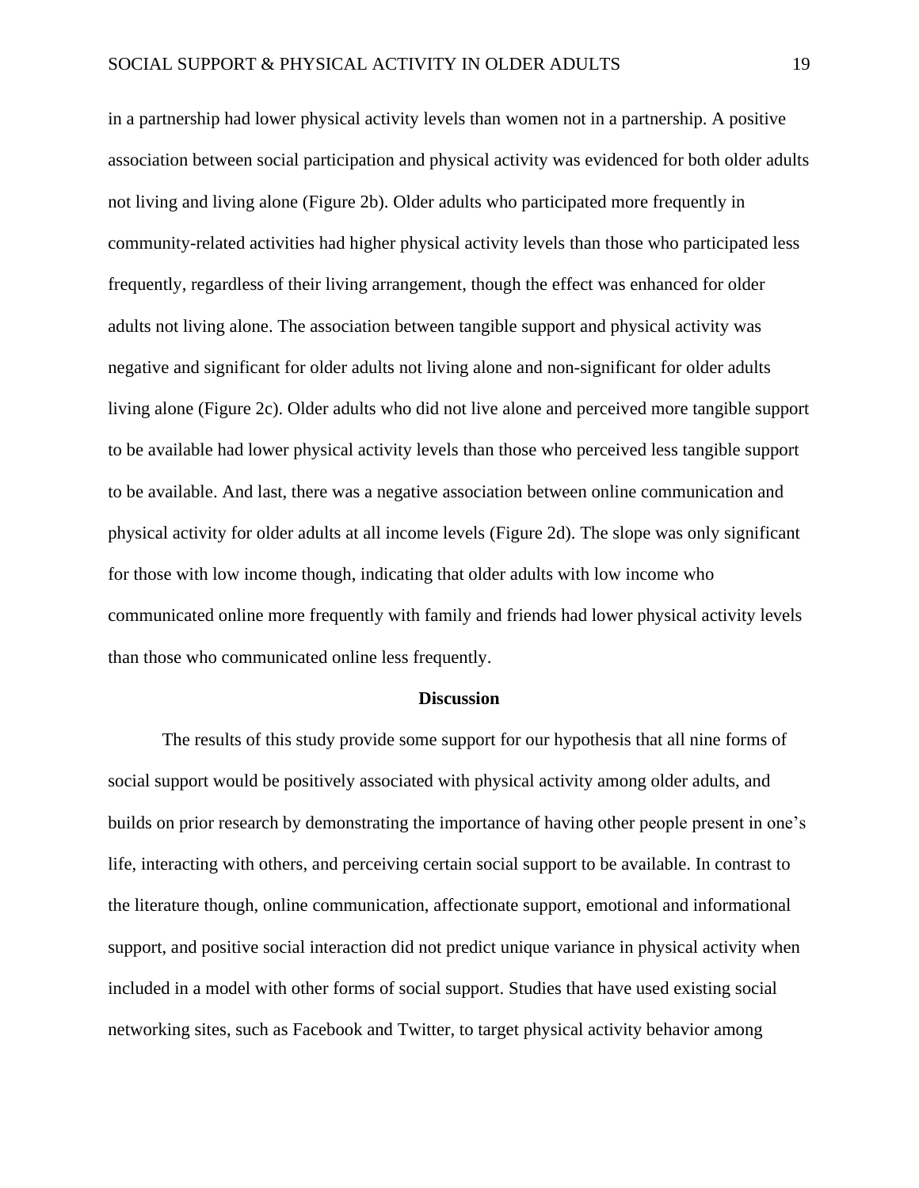in a partnership had lower physical activity levels than women not in a partnership. A positive association between social participation and physical activity was evidenced for both older adults not living and living alone (Figure 2b). Older adults who participated more frequently in community-related activities had higher physical activity levels than those who participated less frequently, regardless of their living arrangement, though the effect was enhanced for older adults not living alone. The association between tangible support and physical activity was negative and significant for older adults not living alone and non-significant for older adults living alone (Figure 2c). Older adults who did not live alone and perceived more tangible support to be available had lower physical activity levels than those who perceived less tangible support to be available. And last, there was a negative association between online communication and physical activity for older adults at all income levels (Figure 2d). The slope was only significant for those with low income though, indicating that older adults with low income who communicated online more frequently with family and friends had lower physical activity levels than those who communicated online less frequently.

## Discussion

The results of this study provide some support for our hypothesis that all nine forms of social support would be positively associated with physical activity among older adults, and builds on prior research by demonstrating the importance of having other people present in one's life, interacting with others, and perceiving certain social support to be available. In contrast to the literature though, online communication, affectionate support, emotional and informational support, and positive social interaction did not predict unique variance in physical activity when included in a model with other forms of social support. Studies that have used existing social networking sites, such as Facebook and Twitter, to target physical activity behavior among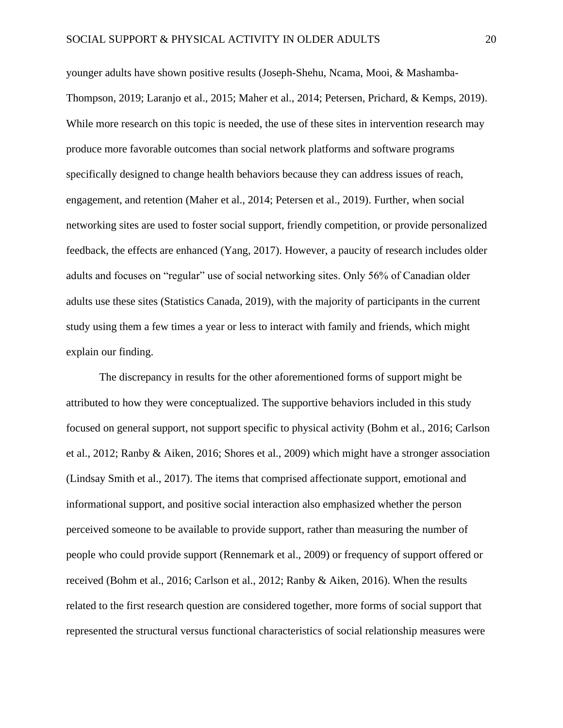younger adults have shown positive results (Joseph-Shehu, Ncama, Mooi, & Mashamba-Thompson, 2019; Laranjo et al., 2015; Maher et al., 2014; Petersen, Prichard, & Kemps, 2019). While more research on this topic is needed, the use of these sites in intervention research may produce more favorable outcomes than social network platforms and software programs specifically designed to change health behaviors because they can address issues of reach, engagement, and retention (Maher et al., 2014; Petersen et al., 2019). Further, when social networking sites are used to foster social support, friendly competition, or provide personalized feedback, the effects are enhanced (Yang, 2017). However, a paucity of research includes older adults and focuses on "regular" use of social networking sites. Only 56% of Canadian older adults use these sites (Statistics Canada, 2019), with the majority of participants in the current study using them a few times a year or less to interact with family and friends, which might explain our finding.

The discrepancy in results for the other aforementioned forms of support might be attributed to how they were conceptualized. The supportive behaviors included in this study focused on general support, not support specific to physical activity (Bohm et al., 2016; Carlson et al., 2012; Ranby & Aiken, 2016; Shores et al., 2009) which might have a stronger association (Lindsay Smith et al., 2017). The items that comprised affectionate support, emotional and informational support, and positive social interaction also emphasized whether the person perceived someone to be available to provide support, rather than measuring the number of people who could provide support (Rennemark et al., 2009) or frequency of support offered or received (Bohm et al., 2016; Carlson et al., 2012; Ranby & Aiken, 2016). When the results related to the first research question are considered together, more forms of social support that represented the structural versus functional characteristics of social relationship measures were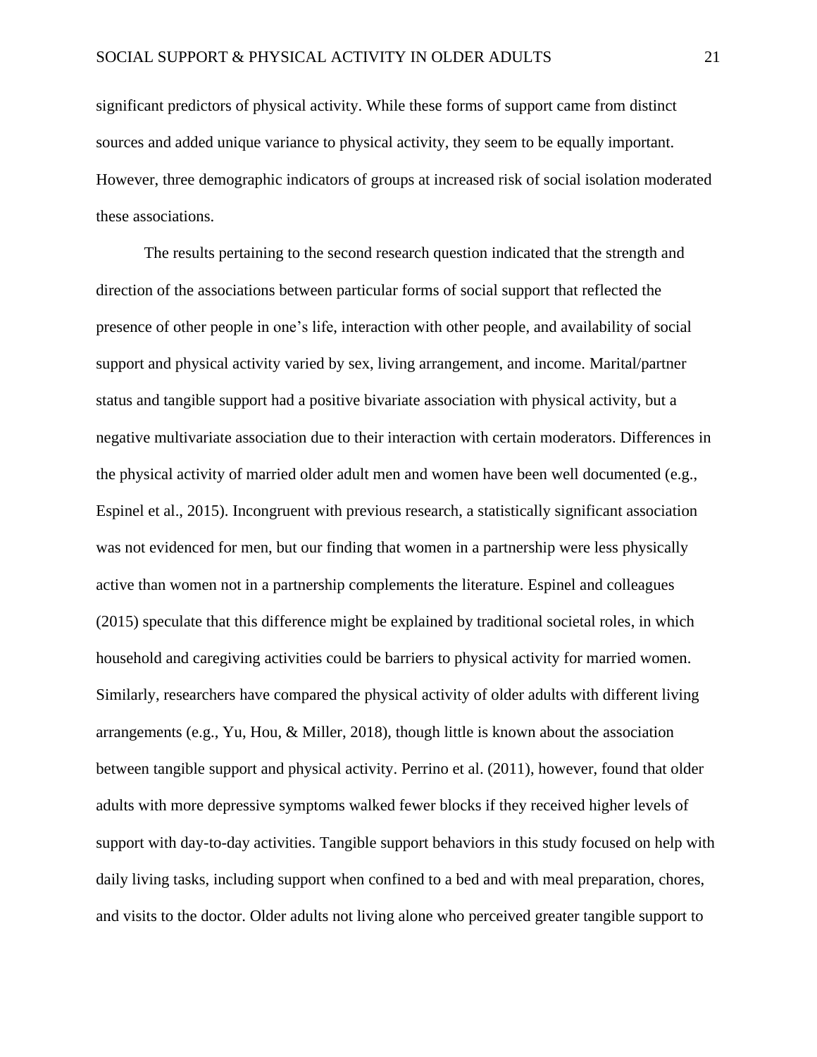significant predictors of physical activity. While these forms of support came from distinct sources and added unique variance to physical activity, they seem to be equally important. However, three demographic indicators of groups at increased risk of social isolation moderated these associations.

The results pertaining to the second research question indicated that the strength and direction of the associations between particular forms of social support that reflected the presence of other people in one's life, interaction with other people, and availability of social support and physical activity varied by sex, living arrangement, and income. Marital/partner status and tangible support had a positive bivariate association with physical activity, but a negative multivariate association due to their interaction with certain moderators. Differences in the physical activity of married older adult men and women have been well documented (e.g., Espinel et al., 2015). Incongruent with previous research, a statistically significant association was not evidenced for men, but our finding that women in a partnership were less physically active than women not in a partnership complements the literature. Espinel and colleagues (2015) speculate that this difference might be explained by traditional societal roles, in which household and caregiving activities could be barriers to physical activity for married women. Similarly, researchers have compared the physical activity of older adults with different living arrangements (e.g., Yu, Hou, & Miller, 2018), though little is known about the association between tangible support and physical activity. Perrino et al. (2011), however, found that older adults with more depressive symptoms walked fewer blocks if they received higher levels of support with day-to-day activities. Tangible support behaviors in this study focused on help with daily living tasks, including support when confined to a bed and with meal preparation, chores, and visits to the doctor. Older adults not living alone who perceived greater tangible support to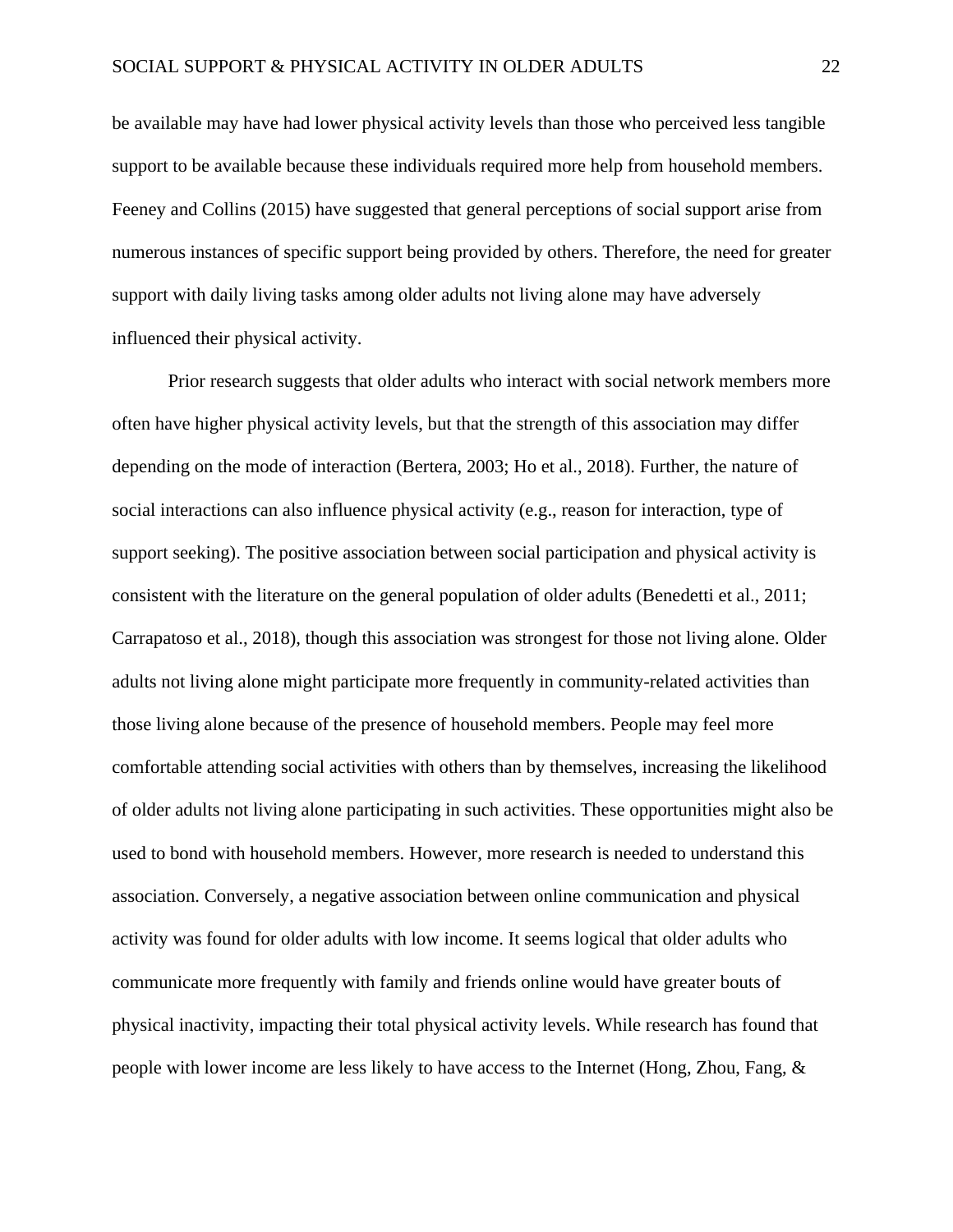be available may have had lower physical activity levels than those who perceived less tangible support to be available because these individuals required more help from household members. Feeney and Collins (2015) have suggested that general perceptions of social support arise from numerous instances of specific support being provided by others. Therefore, the need for greater support with daily living tasks among older adults not living alone may have adversely influenced their physical activity.

Prior research suggests that older adults who interact with social network members more often have higher physical activity levels, but that the strength of this association may differ depending on the mode of interaction (Bertera, 2003; Ho et al., 2018). Further, the nature of social interactions can also influence physical activity (e.g., reason for interaction, type of support seeking). The positive association between social participation and physical activity is consistent with the literature on the general population of older adults (Benedetti et al., 2011; Carrapatoso et al., 2018), though this association was strongest for those not living alone. Older adults not living alone might participate more frequently in community-related activities than those living alone because of the presence of household members. People may feel more comfortable attending social activities with others than by themselves, increasing the likelihood of older adults not living alone participating in such activities. These opportunities might also be used to bond with household members. However, more research is needed to understand this association. Conversely, a negative association between online communication and physical activity was found for older adults with low income. It seems logical that older adults who communicate more frequently with family and friends online would have greater bouts of physical inactivity, impacting their total physical activity levels. While research has found that people with lower income are less likely to have access to the Internet (Hong, Zhou, Fang, &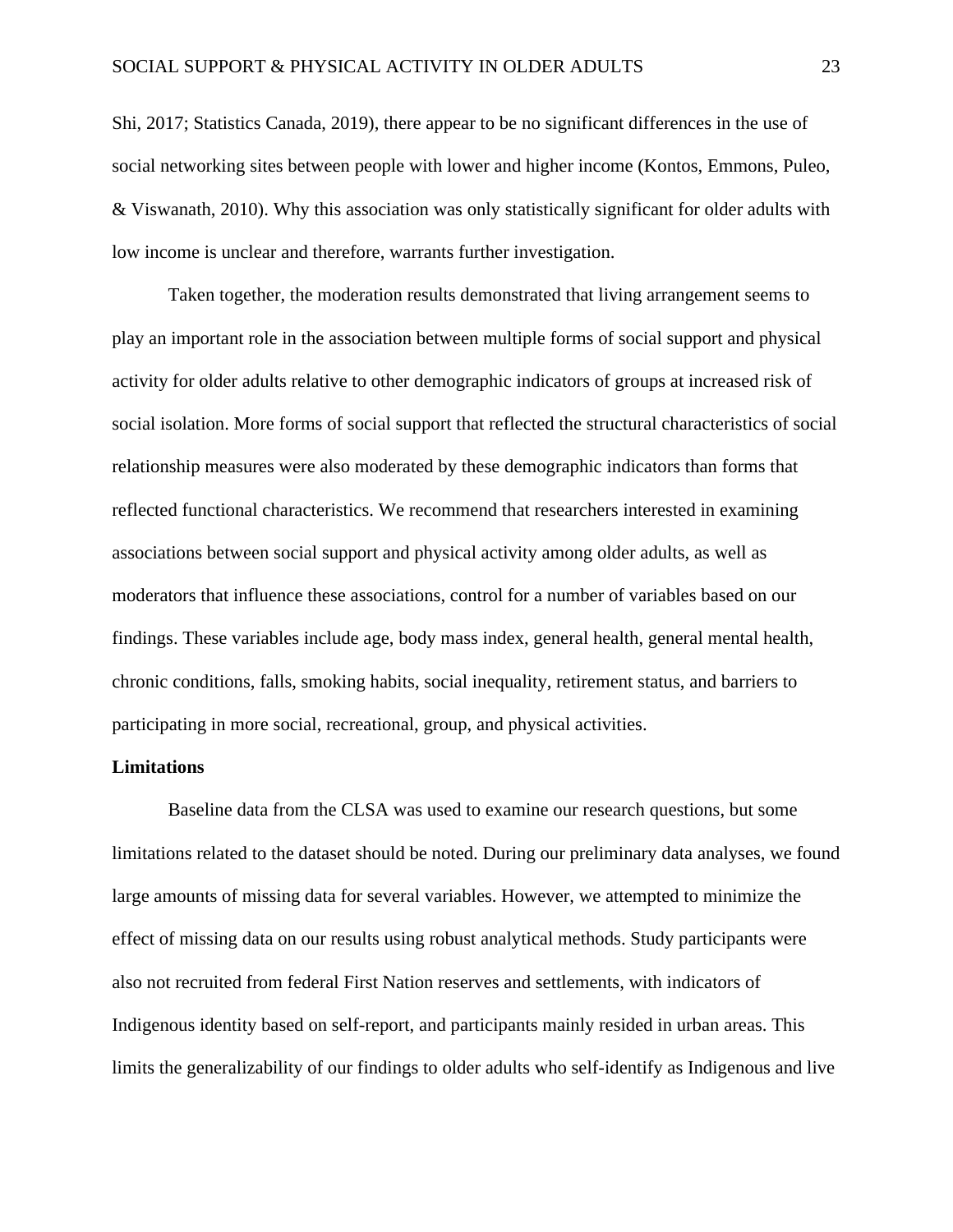Shi, 2017; Statistics Canada, 2019), there appear to be no significant differences in the use of social networking sites between people with lower and higher income (Kontos, Emmons, Puleo, & Viswanath, 2010). Why this association was only statistically significant for older adults with low income is unclear and therefore, warrants further investigation.

Taken together, the moderation results demonstrated that living arrangement seems to play an important role in the association between multiple forms of social support and physical activity for older adults relative to other demographic indicators of groups at increased risk of social isolation. More forms of social support that reflected the structural characteristics of social relationship measures were also moderated by these demographic indicators than forms that reflected functional characteristics. We recommend that researchers interested in examining associations between social support and physical activity among older adults, as well as moderators that influence these associations, control for a number of variables based on our findings. These variables include age, body mass index, general health, general mental health, chronic conditions, falls, smoking habits, social inequality, retirement status, and barriers to participating in more social, recreational, group, and physical activities.

**Limitations**

Baseline data from the CLSA was used to examine our research questions, but some limitations related to the dataset should be noted. During our preliminary data analyses, we found large amounts of missing data for several variables. However, we attempted to minimize the effect of missing data on our results using robust analytical methods. Study participants were also not recruited from federal First Nation reserves and settlements, with indicators of Indigenous identity based on self-report, and participants mainly resided in urban areas. This limits the generalizability of our findings to older adults who self-identify as Indigenous and live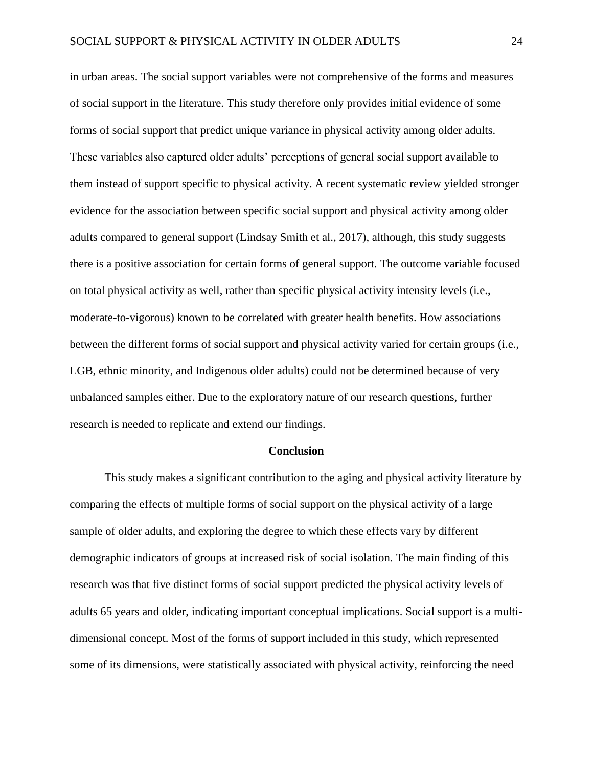in urban areas. The social support variables were not comprehensive of the forms and measures of social support in the literature. This study therefore only provides initial evidence of some forms of social support that predict unique variance in physical activity among older adults. These variables also captured older adults' perceptions of general social support available to them instead of support specific to physical activity. A recent systematic review yielded stronger evidence for the association between specific social support and physical activity among older adults compared to general support (Lindsay Smith et al., 2017), although, this study suggests there is a positive association for certain forms of general support. The outcome variable focused on total physical activity as well, rather than specific physical activity intensity levels (i.e., moderate-to-vigorous) known to be correlated with greater health benefits. How associations between the different forms of social support and physical activity varied for certain groups (i.e., LGB, ethnic minority, and Indigenous older adults) could not be determined because of very unbalanced samples either. Due to the exploratory nature of our research questions, further research is needed to replicate and extend our findings.

## Conclusion

This study makes a significant contribution to the aging and physical activity literature by comparing the effects of multiple forms of social support on the physical activity of a large sample of older adults, and exploring the degree to which these effects vary by different demographic indicators of groups at increased risk of social isolation. The main finding of this research was that five distinct forms of social support predicted the physical activity levels of adults 65 years and older, indicating important conceptual implications. Social support is a multi-dimensional concept. Most of the forms of support included in this study, which represented some of its dimensions, were statistically associated with physical activity, reinforcing the need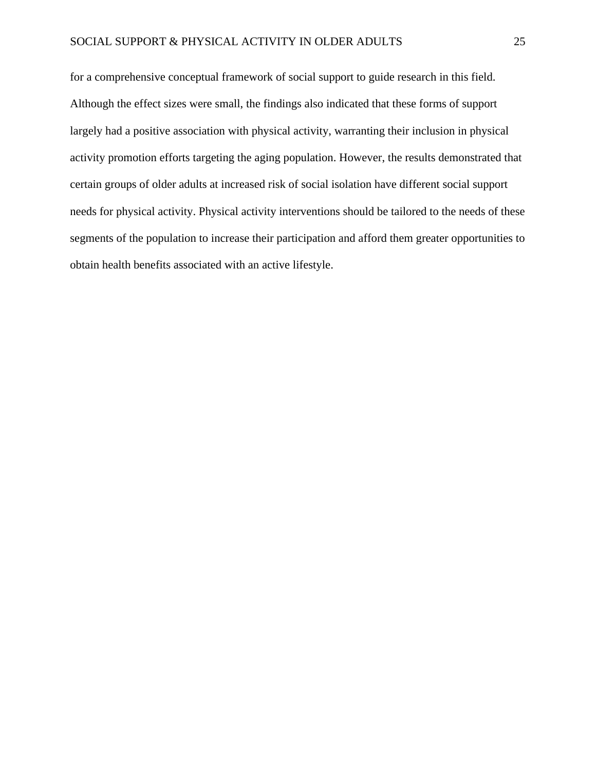for a comprehensive conceptual framework of social support to guide research in this field. Although the effect sizes were small, the findings also indicated that these forms of support largely had a positive association with physical activity, warranting their inclusion in physical activity promotion efforts targeting the aging population. However, the results demonstrated that certain groups of older adults at increased risk of social isolation have different social support needs for physical activity. Physical activity interventions should be tailored to the needs of these segments of the population to increase their participation and afford them greater opportunities to obtain health benefits associated with an active lifestyle.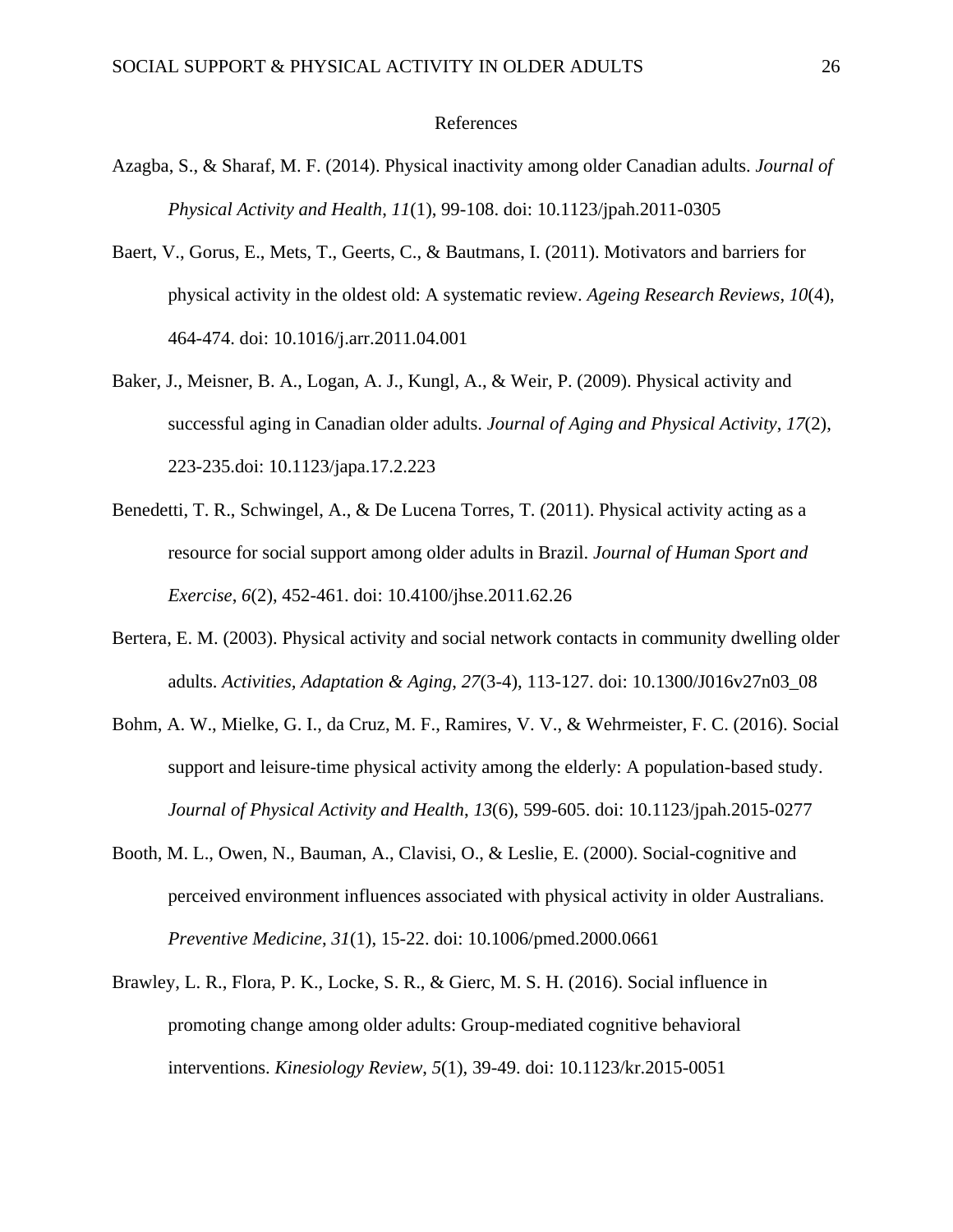# References

Azagba, S., & Sharaf, M. F. (2014). Physical inactivity among older Canadian adults. *Journal of Physical Activity and Health*, *11*(1), 99-108. doi: 10.1123/jpah.2011-0305

Baert, V., Gorus, E., Mets, T., Geerts, C., & Bautmans, I. (2011). Motivators and barriers for physical activity in the oldest old: A systematic review. *Ageing Research Reviews*, *10*(4), 464-474. doi: 10.1016/j.arr.2011.04.001

Baker, J., Meisner, B. A., Logan, A. J., Kungl, A., & Weir, P. (2009). Physical activity and successful aging in Canadian older adults. *Journal of Aging and Physical Activity*, *17*(2), 223-235.doi: 10.1123/japa.17.2.223

Benedetti, T. R., Schwingel, A., & De Lucena Torres, T. (2011). Physical activity acting as a resource for social support among older adults in Brazil. *Journal of Human Sport and Exercise*, *6*(2), 452-461. doi: 10.4100/jhse.2011.62.26

Bertera, E. M. (2003). Physical activity and social network contacts in community dwelling older adults. *Activities, Adaptation & Aging*, *27*(3-4), 113-127. doi: 10.1300/J016v27n03_08

Bohm, A. W., Mielke, G. I., da Cruz, M. F., Ramires, V. V., & Wehrmeister, F. C. (2016). Social support and leisure-time physical activity among the elderly: A population-based study. *Journal of Physical Activity and Health*, *13*(6), 599-605. doi: 10.1123/jpah.2015-0277

Booth, M. L., Owen, N., Bauman, A., Clavisi, O., & Leslie, E. (2000). Social-cognitive and perceived environment influences associated with physical activity in older Australians. *Preventive Medicine*, *31*(1), 15-22. doi: 10.1006/pmed.2000.0661

Brawley, L. R., Flora, P. K., Locke, S. R., & Gierc, M. S. H. (2016). Social influence in promoting change among older adults: Group-mediated cognitive behavioral interventions. *Kinesiology Review*, *5*(1), 39-49. doi: 10.1123/kr.2015-0051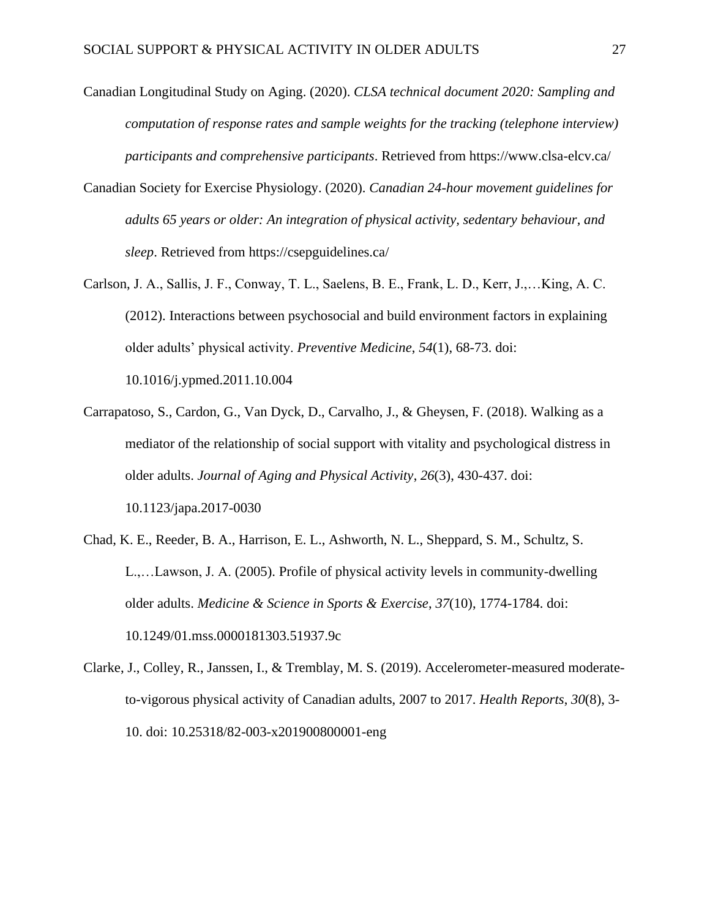Canadian Longitudinal Study on Aging. (2020). *CLSA technical document 2020: Sampling and computation of response rates and sample weights for the tracking (telephone interview) participants and comprehensive participants*. Retrieved from https://www.clsa-elcv.ca/

Canadian Society for Exercise Physiology. (2020). *Canadian 24-hour movement guidelines for adults 65 years or older: An integration of physical activity, sedentary behaviour, and sleep*. Retrieved from https://csepguidelines.ca/

Carlson, J. A., Sallis, J. F., Conway, T. L., Saelens, B. E., Frank, L. D., Kerr, J.,…King, A. C. (2012). Interactions between psychosocial and build environment factors in explaining older adults' physical activity. *Preventive Medicine*, *54*(1), 68-73. doi: 10.1016/j.ypmed.2011.10.004

Carrapatoso, S., Cardon, G., Van Dyck, D., Carvalho, J., & Gheysen, F. (2018). Walking as a mediator of the relationship of social support with vitality and psychological distress in older adults. *Journal of Aging and Physical Activity*, *26*(3), 430-437. doi: 10.1123/japa.2017-0030

Chad, K. E., Reeder, B. A., Harrison, E. L., Ashworth, N. L., Sheppard, S. M., Schultz, S. L.,…Lawson, J. A. (2005). Profile of physical activity levels in community-dwelling older adults. *Medicine & Science in Sports & Exercise*, *37*(10), 1774-1784. doi: 10.1249/01.mss.0000181303.51937.9c

Clarke, J., Colley, R., Janssen, I., & Tremblay, M. S. (2019). Accelerometer-measured moderate-to-vigorous physical activity of Canadian adults, 2007 to 2017. *Health Reports*, *30*(8), 3-10. doi: 10.25318/82-003-x201900800001-eng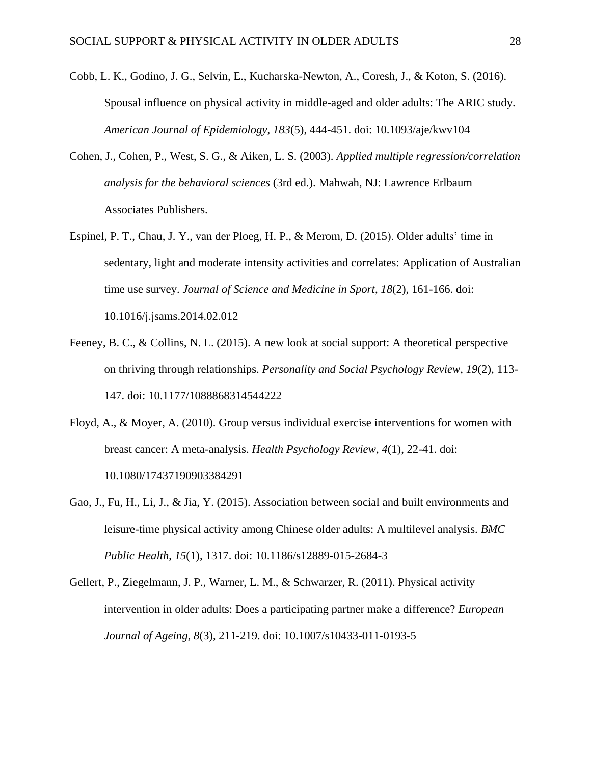Cobb, L. K., Godino, J. G., Selvin, E., Kucharska-Newton, A., Coresh, J., & Koton, S. (2016). Spousal influence on physical activity in middle-aged and older adults: The ARIC study. *American Journal of Epidemiology*, *183*(5), 444-451. doi: 10.1093/aje/kwv104

Cohen, J., Cohen, P., West, S. G., & Aiken, L. S. (2003). *Applied multiple regression/correlation analysis for the behavioral sciences* (3rd ed.). Mahwah, NJ: Lawrence Erlbaum Associates Publishers.

Espinel, P. T., Chau, J. Y., van der Ploeg, H. P., & Merom, D. (2015). Older adults' time in sedentary, light and moderate intensity activities and correlates: Application of Australian time use survey. *Journal of Science and Medicine in Sport*, *18*(2), 161-166. doi: 10.1016/j.jsams.2014.02.012

Feeney, B. C., & Collins, N. L. (2015). A new look at social support: A theoretical perspective on thriving through relationships. *Personality and Social Psychology Review*, *19*(2), 113-147. doi: 10.1177/1088868314544222

Floyd, A., & Moyer, A. (2010). Group versus individual exercise interventions for women with breast cancer: A meta-analysis. *Health Psychology Review*, *4*(1), 22-41. doi: 10.1080/17437190903384291

Gao, J., Fu, H., Li, J., & Jia, Y. (2015). Association between social and built environments and leisure-time physical activity among Chinese older adults: A multilevel analysis. *BMC Public Health*, *15*(1), 1317. doi: 10.1186/s12889-015-2684-3

Gellert, P., Ziegelmann, J. P., Warner, L. M., & Schwarzer, R. (2011). Physical activity intervention in older adults: Does a participating partner make a difference? *European Journal of Ageing*, *8*(3), 211-219. doi: 10.1007/s10433-011-0193-5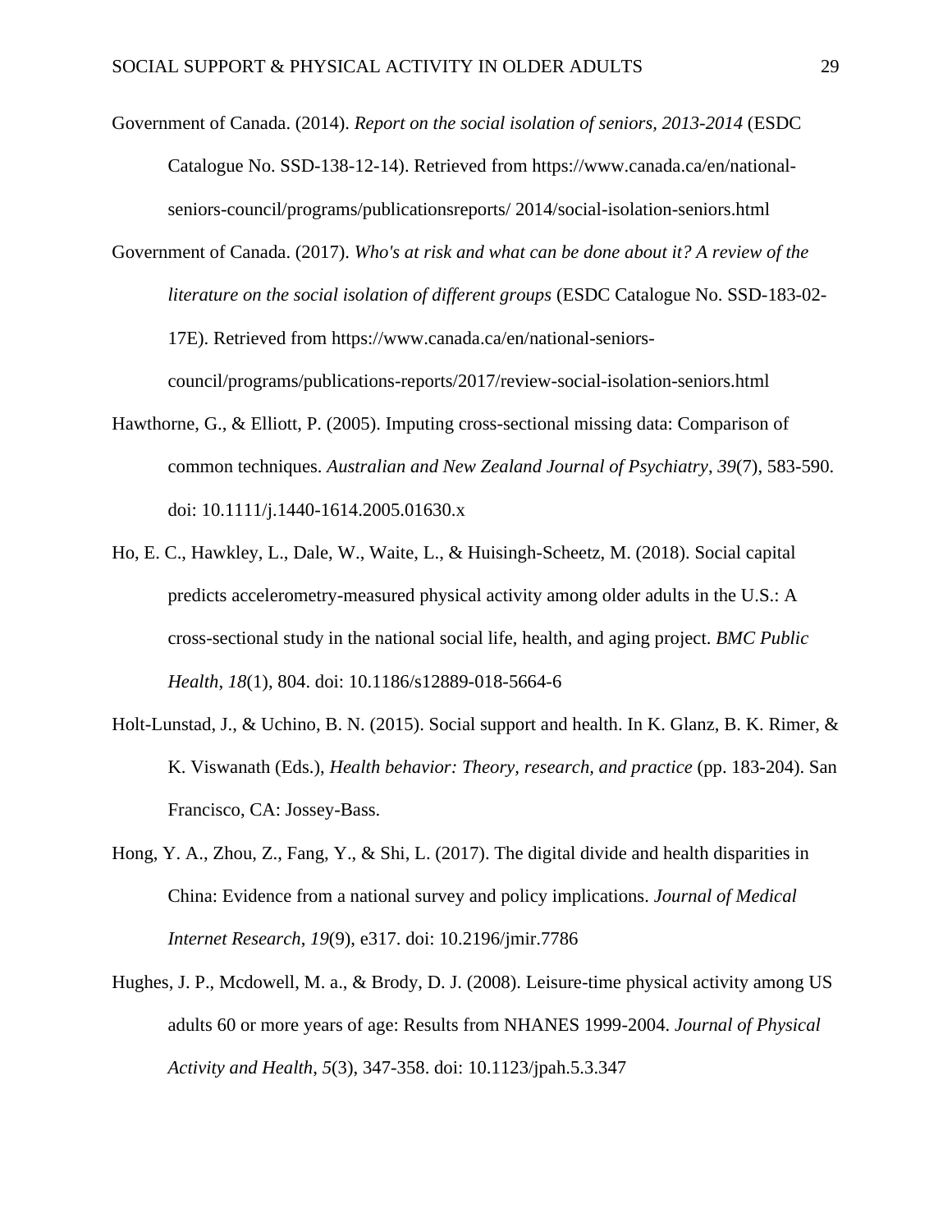Government of Canada. (2014). *Report on the social isolation of seniors, 2013-2014* (ESDC Catalogue No. SSD-138-12-14). Retrieved from https://www.canada.ca/en/national-seniors-council/programs/publicationsreports/ 2014/social-isolation-seniors.html

Government of Canada. (2017). *Who's at risk and what can be done about it? A review of the literature on the social isolation of different groups* (ESDC Catalogue No. SSD-183-02-17E). Retrieved from https://www.canada.ca/en/national-seniors-council/programs/publications-reports/2017/review-social-isolation-seniors.html

Hawthorne, G., & Elliott, P. (2005). Imputing cross-sectional missing data: Comparison of common techniques. *Australian and New Zealand Journal of Psychiatry*, *39*(7), 583-590. doi: 10.1111/j.1440-1614.2005.01630.x

Ho, E. C., Hawkley, L., Dale, W., Waite, L., & Huisingh-Scheetz, M. (2018). Social capital predicts accelerometry-measured physical activity among older adults in the U.S.: A cross-sectional study in the national social life, health, and aging project. *BMC Public Health*, *18*(1), 804. doi: 10.1186/s12889-018-5664-6

Holt-Lunstad, J., & Uchino, B. N. (2015). Social support and health. In K. Glanz, B. K. Rimer, & K. Viswanath (Eds.), *Health behavior: Theory, research, and practice* (pp. 183-204). San Francisco, CA: Jossey-Bass.

Hong, Y. A., Zhou, Z., Fang, Y., & Shi, L. (2017). The digital divide and health disparities in China: Evidence from a national survey and policy implications. *Journal of Medical Internet Research*, *19*(9), e317. doi: 10.2196/jmir.7786

Hughes, J. P., Mcdowell, M. a., & Brody, D. J. (2008). Leisure-time physical activity among US adults 60 or more years of age: Results from NHANES 1999-2004. *Journal of Physical Activity and Health*, *5*(3), 347-358. doi: 10.1123/jpah.5.3.347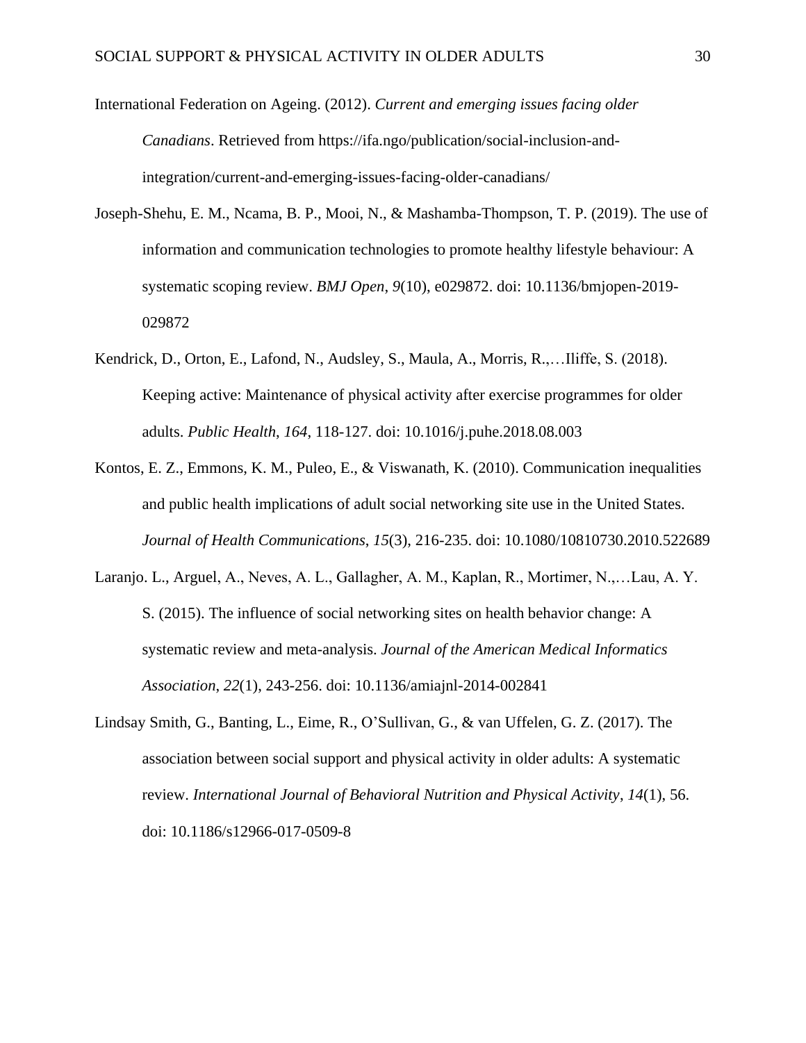International Federation on Ageing. (2012). *Current and emerging issues facing older Canadians*. Retrieved from https://ifa.ngo/publication/social-inclusion-and-integration/current-and-emerging-issues-facing-older-canadians/

Joseph-Shehu, E. M., Ncama, B. P., Mooi, N., & Mashamba-Thompson, T. P. (2019). The use of information and communication technologies to promote healthy lifestyle behaviour: A systematic scoping review. *BMJ Open*, *9*(10), e029872. doi: 10.1136/bmjopen-2019-029872

Kendrick, D., Orton, E., Lafond, N., Audsley, S., Maula, A., Morris, R.,…Iliffe, S. (2018). Keeping active: Maintenance of physical activity after exercise programmes for older adults. *Public Health*, *164*, 118-127. doi: 10.1016/j.puhe.2018.08.003

Kontos, E. Z., Emmons, K. M., Puleo, E., & Viswanath, K. (2010). Communication inequalities and public health implications of adult social networking site use in the United States. *Journal of Health Communications*, *15*(3), 216-235. doi: 10.1080/10810730.2010.522689

Laranjo. L., Arguel, A., Neves, A. L., Gallagher, A. M., Kaplan, R., Mortimer, N.,…Lau, A. Y. S. (2015). The influence of social networking sites on health behavior change: A systematic review and meta-analysis. *Journal of the American Medical Informatics Association*, *22*(1), 243-256. doi: 10.1136/amiajnl-2014-002841

Lindsay Smith, G., Banting, L., Eime, R., O'Sullivan, G., & van Uffelen, G. Z. (2017). The association between social support and physical activity in older adults: A systematic review. *International Journal of Behavioral Nutrition and Physical Activity*, *14*(1), 56. doi: 10.1186/s12966-017-0509-8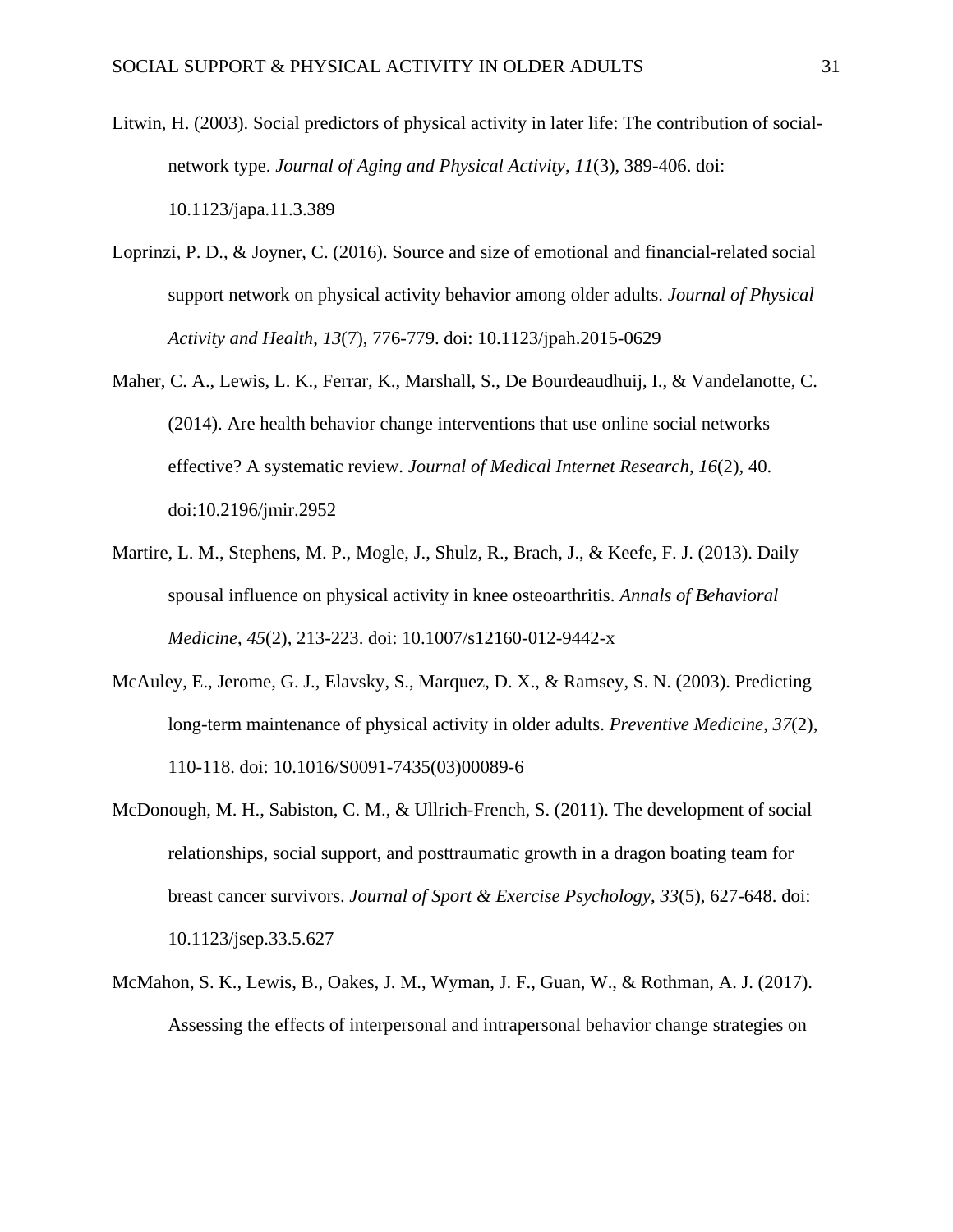Litwin, H. (2003). Social predictors of physical activity in later life: The contribution of social-network type. *Journal of Aging and Physical Activity*, *11*(3), 389-406. doi: 10.1123/japa.11.3.389

Loprinzi, P. D., & Joyner, C. (2016). Source and size of emotional and financial-related social support network on physical activity behavior among older adults. *Journal of Physical Activity and Health*, *13*(7), 776-779. doi: 10.1123/jpah.2015-0629

Maher, C. A., Lewis, L. K., Ferrar, K., Marshall, S., De Bourdeaudhuij, I., & Vandelanotte, C. (2014). Are health behavior change interventions that use online social networks effective? A systematic review. *Journal of Medical Internet Research*, *16*(2), 40. doi:10.2196/jmir.2952

Martire, L. M., Stephens, M. P., Mogle, J., Shulz, R., Brach, J., & Keefe, F. J. (2013). Daily spousal influence on physical activity in knee osteoarthritis. *Annals of Behavioral Medicine*, *45*(2), 213-223. doi: 10.1007/s12160-012-9442-x

McAuley, E., Jerome, G. J., Elavsky, S., Marquez, D. X., & Ramsey, S. N. (2003). Predicting long-term maintenance of physical activity in older adults. *Preventive Medicine*, *37*(2), 110-118. doi: 10.1016/S0091-7435(03)00089-6

McDonough, M. H., Sabiston, C. M., & Ullrich-French, S. (2011). The development of social relationships, social support, and posttraumatic growth in a dragon boating team for breast cancer survivors. *Journal of Sport & Exercise Psychology*, *33*(5), 627-648. doi: 10.1123/jsep.33.5.627

McMahon, S. K., Lewis, B., Oakes, J. M., Wyman, J. F., Guan, W., & Rothman, A. J. (2017). Assessing the effects of interpersonal and intrapersonal behavior change strategies on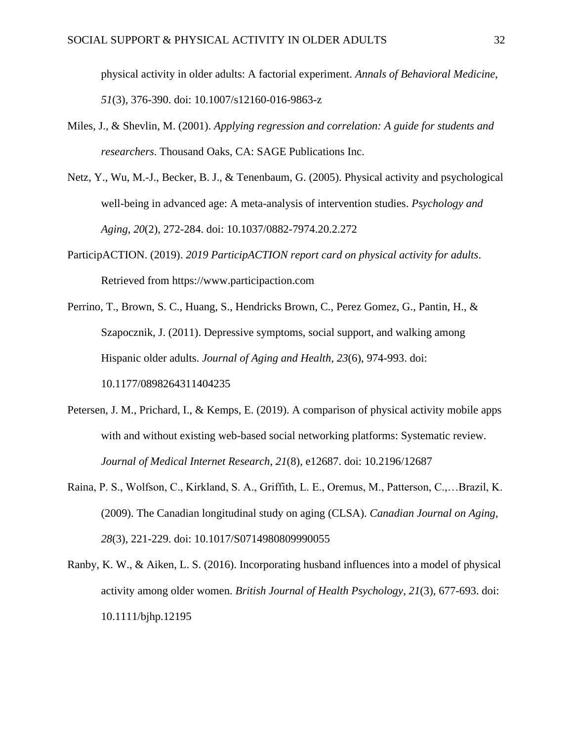physical activity in older adults: A factorial experiment. *Annals of Behavioral Medicine*, *51*(3), 376-390. doi: 10.1007/s12160-016-9863-z

Miles, J., & Shevlin, M. (2001). *Applying regression and correlation: A guide for students and researchers*. Thousand Oaks, CA: SAGE Publications Inc.

Netz, Y., Wu, M.-J., Becker, B. J., & Tenenbaum, G. (2005). Physical activity and psychological well-being in advanced age: A meta-analysis of intervention studies. *Psychology and Aging*, *20*(2), 272-284. doi: 10.1037/0882-7974.20.2.272

ParticipACTION. (2019). *2019 ParticipACTION report card on physical activity for adults*. Retrieved from https://www.participaction.com

Perrino, T., Brown, S. C., Huang, S., Hendricks Brown, C., Perez Gomez, G., Pantin, H., & Szapocznik, J. (2011). Depressive symptoms, social support, and walking among Hispanic older adults. *Journal of Aging and Health*, *23*(6), 974-993. doi: 10.1177/0898264311404235

Petersen, J. M., Prichard, I., & Kemps, E. (2019). A comparison of physical activity mobile apps with and without existing web-based social networking platforms: Systematic review. *Journal of Medical Internet Research*, *21*(8), e12687. doi: 10.2196/12687

Raina, P. S., Wolfson, C., Kirkland, S. A., Griffith, L. E., Oremus, M., Patterson, C.,…Brazil, K. (2009). The Canadian longitudinal study on aging (CLSA). *Canadian Journal on Aging*, *28*(3), 221-229. doi: 10.1017/S0714980809990055

Ranby, K. W., & Aiken, L. S. (2016). Incorporating husband influences into a model of physical activity among older women. *British Journal of Health Psychology*, *21*(3), 677-693. doi: 10.1111/bjhp.12195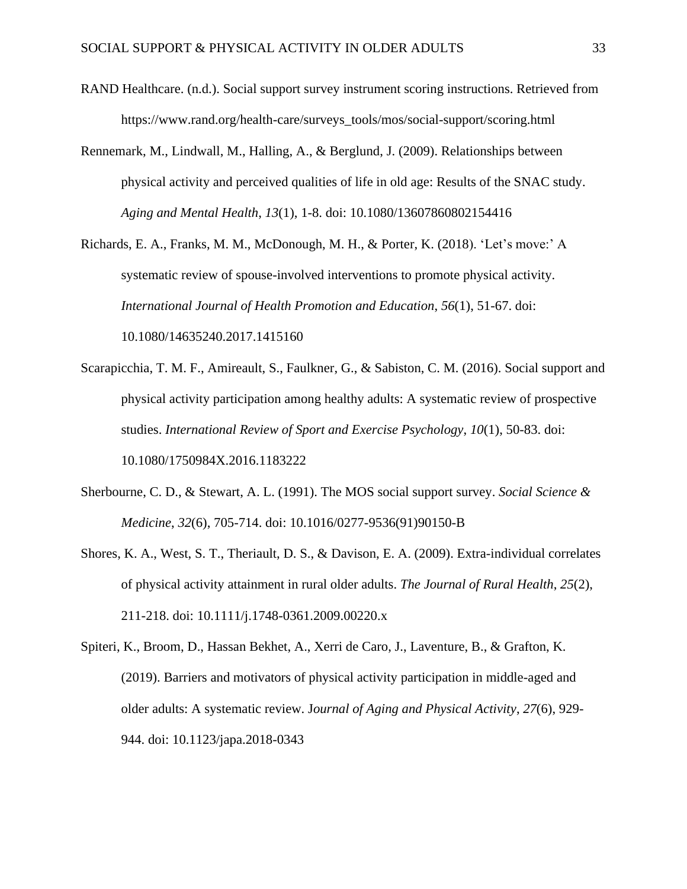RAND Healthcare. (n.d.). Social support survey instrument scoring instructions. Retrieved from https://www.rand.org/health-care/surveys_tools/mos/social-support/scoring.html

Rennemark, M., Lindwall, M., Halling, A., & Berglund, J. (2009). Relationships between physical activity and perceived qualities of life in old age: Results of the SNAC study. *Aging and Mental Health*, *13*(1), 1-8. doi: 10.1080/13607860802154416

Richards, E. A., Franks, M. M., McDonough, M. H., & Porter, K. (2018). 'Let's move:' A systematic review of spouse-involved interventions to promote physical activity. *International Journal of Health Promotion and Education*, *56*(1), 51-67. doi: 10.1080/14635240.2017.1415160

Scarapicchia, T. M. F., Amireault, S., Faulkner, G., & Sabiston, C. M. (2016). Social support and physical activity participation among healthy adults: A systematic review of prospective studies. *International Review of Sport and Exercise Psychology*, *10*(1), 50-83. doi: 10.1080/1750984X.2016.1183222

Sherbourne, C. D., & Stewart, A. L. (1991). The MOS social support survey. *Social Science & Medicine*, *32*(6), 705-714. doi: 10.1016/0277-9536(91)90150-B

Shores, K. A., West, S. T., Theriault, D. S., & Davison, E. A. (2009). Extra-individual correlates of physical activity attainment in rural older adults. *The Journal of Rural Health*, *25*(2), 211-218. doi: 10.1111/j.1748-0361.2009.00220.x

Spiteri, K., Broom, D., Hassan Bekhet, A., Xerri de Caro, J., Laventure, B., & Grafton, K. (2019). Barriers and motivators of physical activity participation in middle-aged and older adults: A systematic review. J*ournal of Aging and Physical Activity*, *27*(6), 929-944. doi: 10.1123/japa.2018-0343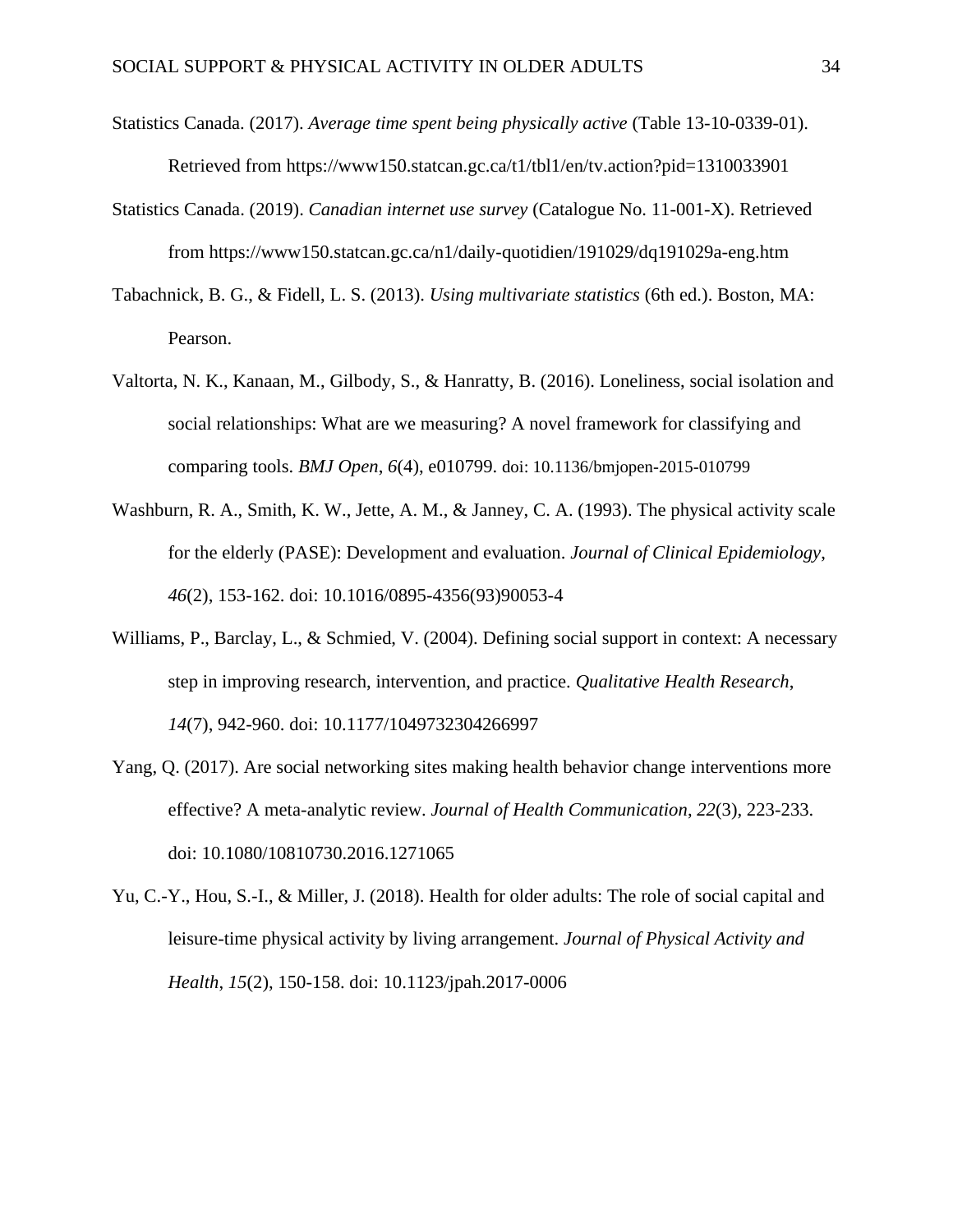Statistics Canada. (2017). *Average time spent being physically active* (Table 13-10-0339-01). Retrieved from https://www150.statcan.gc.ca/t1/tbl1/en/tv.action?pid=1310033901

Statistics Canada. (2019). *Canadian internet use survey* (Catalogue No. 11-001-X). Retrieved from https://www150.statcan.gc.ca/n1/daily-quotidien/191029/dq191029a-eng.htm

Tabachnick, B. G., & Fidell, L. S. (2013). *Using multivariate statistics* (6th ed.). Boston, MA: Pearson.

Valtorta, N. K., Kanaan, M., Gilbody, S., & Hanratty, B. (2016). Loneliness, social isolation and social relationships: What are we measuring? A novel framework for classifying and comparing tools. *BMJ Open*, *6*(4), e010799. doi: 10.1136/bmjopen-2015-010799

Washburn, R. A., Smith, K. W., Jette, A. M., & Janney, C. A. (1993). The physical activity scale for the elderly (PASE): Development and evaluation. *Journal of Clinical Epidemiology*, *46*(2), 153-162. doi: 10.1016/0895-4356(93)90053-4

Williams, P., Barclay, L., & Schmied, V. (2004). Defining social support in context: A necessary step in improving research, intervention, and practice. *Qualitative Health Research*, *14*(7), 942-960. doi: 10.1177/1049732304266997

Yang, Q. (2017). Are social networking sites making health behavior change interventions more effective? A meta-analytic review. *Journal of Health Communication*, *22*(3), 223-233. doi: 10.1080/10810730.2016.1271065

Yu, C.-Y., Hou, S.-I., & Miller, J. (2018). Health for older adults: The role of social capital and leisure-time physical activity by living arrangement. *Journal of Physical Activity and Health*, *15*(2), 150-158. doi: 10.1123/jpah.2017-0006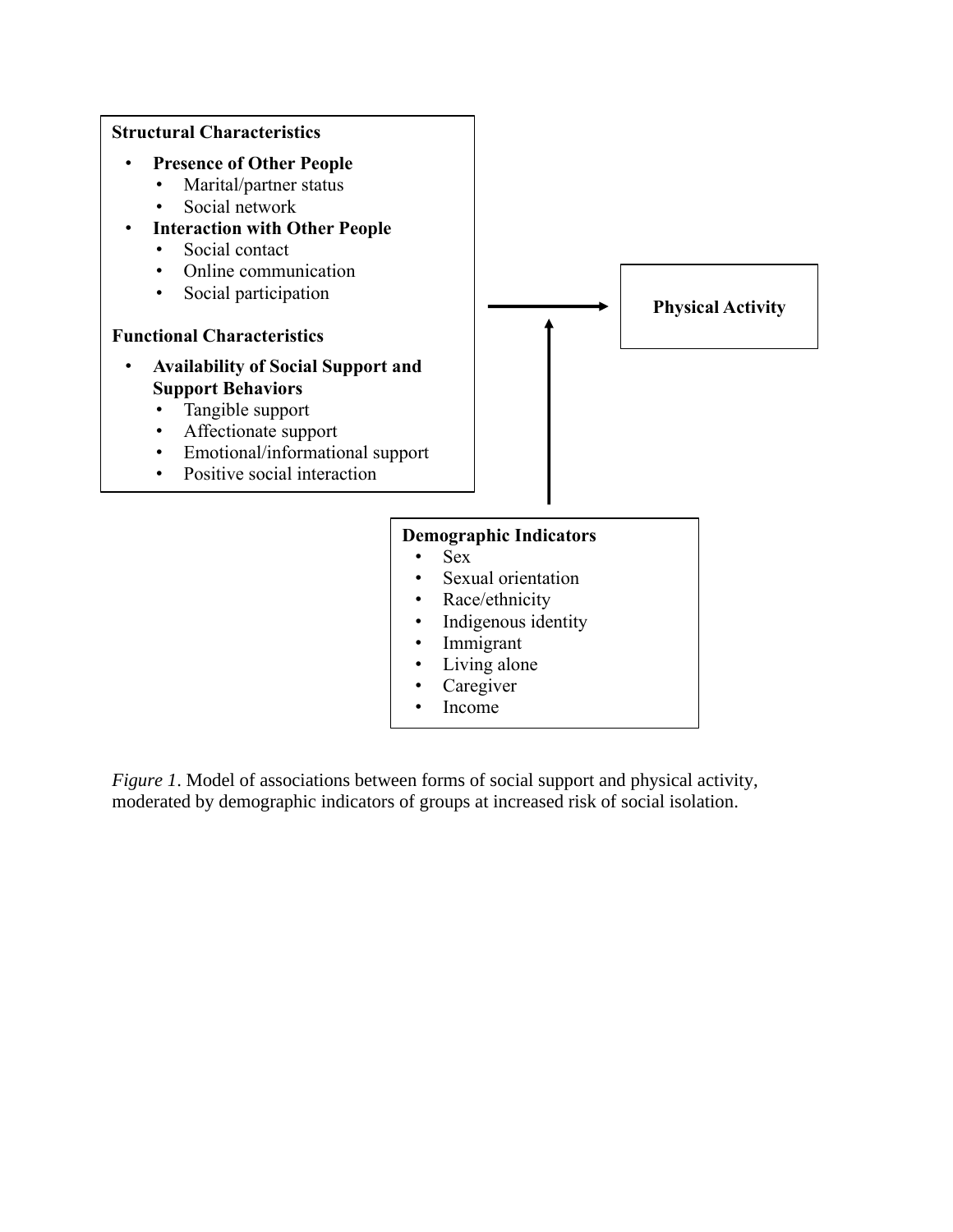**Structural Characteristics**

- **Presence of Other People**
  - Marital/partner status
  - Social network
- **Interaction with Other People**
  - Social contact
  - Online communication
  - Social participation

**Functional Characteristics**

- **Availability of Social Support and Support Behaviors**
  - Tangible support
  - Affectionate support
  - Emotional/informational support
  - Positive social interaction

**Physical Activity**

**Demographic Indicators**

- Sex
- Sexual orientation
- Race/ethnicity
- Indigenous identity
- Immigrant
- Living alone
- Caregiver
- Income

*Figure 1*. Model of associations between forms of social support and physical activity, moderated by demographic indicators of groups at increased risk of social isolation.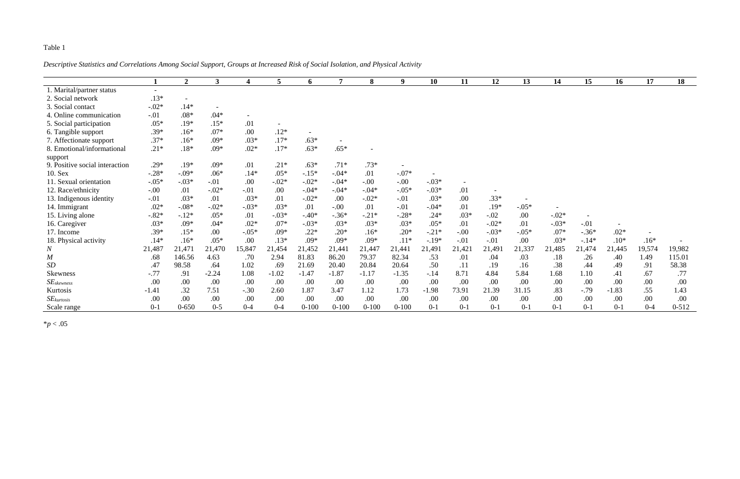Table 1

*Descriptive Statistics and Correlations Among Social Support, Groups at Increased Risk of Social Isolation, and Physical Activity*

| | 1 | 2 | 3 | 4 | 5 | 6 | 7 | 8 | 9 | 10 | 11 | 12 | 13 | 14 | 15 | 16 | 17 | 18 |
|---|---|---|---|---|---|---|---|---|---|---|---|---|---|---|---|---|---|---|
| 1. Marital/partner status | - | | | | | | | | | | | | | | | | | |
| 2. Social network | .13* | - | | | | | | | | | | | | | | | | |
| 3. Social contact | -.02* | .14* | - | | | | | | | | | | | | | | | |
| 4. Online communication | -.01 | .08* | .04* | - | | | | | | | | | | | | | | |
| 5. Social participation | .05* | .19* | .15* | .01 | - | | | | | | | | | | | | | |
| 6. Tangible support | .39* | .16* | .07* | .00 | .12* | - | | | | | | | | | | | | |
| 7. Affectionate support | .37* | .16* | .09* | .03* | .17* | .63* | - | | | | | | | | | | | |
| 8. Emotional/informational support | .21* | .18* | .09* | .02* | .17* | .63* | .65* | - | | | | | | | | | | |
| 9. Positive social interaction | .29* | .19* | .09* | .01 | .21* | .63* | .71* | .73* | - | | | | | | | | | |
| 10. Sex | -.28* | -.09* | .06* | .14* | .05* | -.15* | -.04* | .01 | -.07* | - | | | | | | | | |
| 11. Sexual orientation | -.05* | -.03* | -.01 | .00 | -.02* | -.02* | -.04* | -.00 | -.00 | -.03* | - | | | | | | | |
| 12. Race/ethnicity | -.00 | .01 | -.02* | -.01 | .00 | -.04* | -.04* | -.04* | -.05* | -.03* | .01 | - | | | | | | |
| 13. Indigenous identity | -.01 | .03* | .01 | .03* | .01 | -.02* | .00 | -.02* | -.01 | .03* | .00 | .33* | - | | | | | |
| 14. Immigrant | .02* | -.08* | -.02* | -.03* | .03* | .01 | -.00 | .01 | -.01 | -.04* | .01 | .19* | -.05* | - | | | | |
| 15. Living alone | -.82* | -.12* | .05* | .01 | -.03* | -.40* | -.36* | -.21* | -.28* | .24* | .03* | -.02 | .00 | -.02* | - | | | |
| 16. Caregiver | .03* | .09* | .04* | .02* | .07* | -.03* | .03* | .03* | .03* | .05* | .01 | -.02* | .01 | -.03* | -.01 | - | | |
| 17. Income | .39* | .15* | .00 | -.05* | .09* | .22* | .20* | .16* | .20* | -.21* | -.00 | -.03* | -.05* | .07* | -.36* | .02* | - | |
| 18. Physical activity | .14* | .16* | .05* | .00 | .13* | .09* | .09* | .09* | .11* | -.19* | -.01 | -.01 | .00 | .03* | -.14* | .10* | .16* | - |
| *N* | 21,487 | 21,471 | 21,470 | 15,847 | 21,454 | 21,452 | 21,441 | 21,447 | 21,441 | 21,491 | 21,421 | 21,491 | 21,337 | 21,485 | 21,474 | 21,445 | 19,574 | 19,982 |
| *M* | .68 | 146.56 | 4.63 | .70 | 2.94 | 81.83 | 86.20 | 79.37 | 82.34 | .53 | .01 | .04 | .03 | .18 | .26 | .40 | 1.49 | 115.01 |
| *SD* | .47 | 98.58 | .64 | 1.02 | .69 | 21.69 | 20.40 | 20.84 | 20.64 | .50 | .11 | .19 | .16 | .38 | .44 | .49 | .91 | 58.38 |
| Skewness | -.77 | .91 | -2.24 | 1.08 | -1.02 | -1.47 | -1.87 | -1.17 | -1.35 | -.14 | 8.71 | 4.84 | 5.84 | 1.68 | 1.10 | .41 | .67 | .77 |
| $SE_{skewness}$ | .00 | .00 | .00 | .00 | .00 | .00 | .00 | .00 | .00 | .00 | .00 | .00 | .00 | .00 | .00 | .00 | .00 | .00 |
| Kurtosis | -1.41 | .32 | 7.51 | -.30 | 2.60 | 1.87 | 3.47 | 1.12 | 1.73 | -1.98 | 73.91 | 21.39 | 31.15 | .83 | -.79 | -1.83 | .55 | 1.43 |
| $SE_{kurtosis}$ | .00 | .00 | .00 | .00 | .00 | .00 | .00 | .00 | .00 | .00 | .00 | .00 | .00 | .00 | .00 | .00 | .00 | .00 |
| Scale range | 0-1 | 0-650 | 0-5 | 0-4 | 0-4 | 0-100 | 0-100 | 0-100 | 0-100 | 0-1 | 0-1 | 0-1 | 0-1 | 0-1 | 0-1 | 0-1 | 0-4 | 0-512 |

*$p < .05$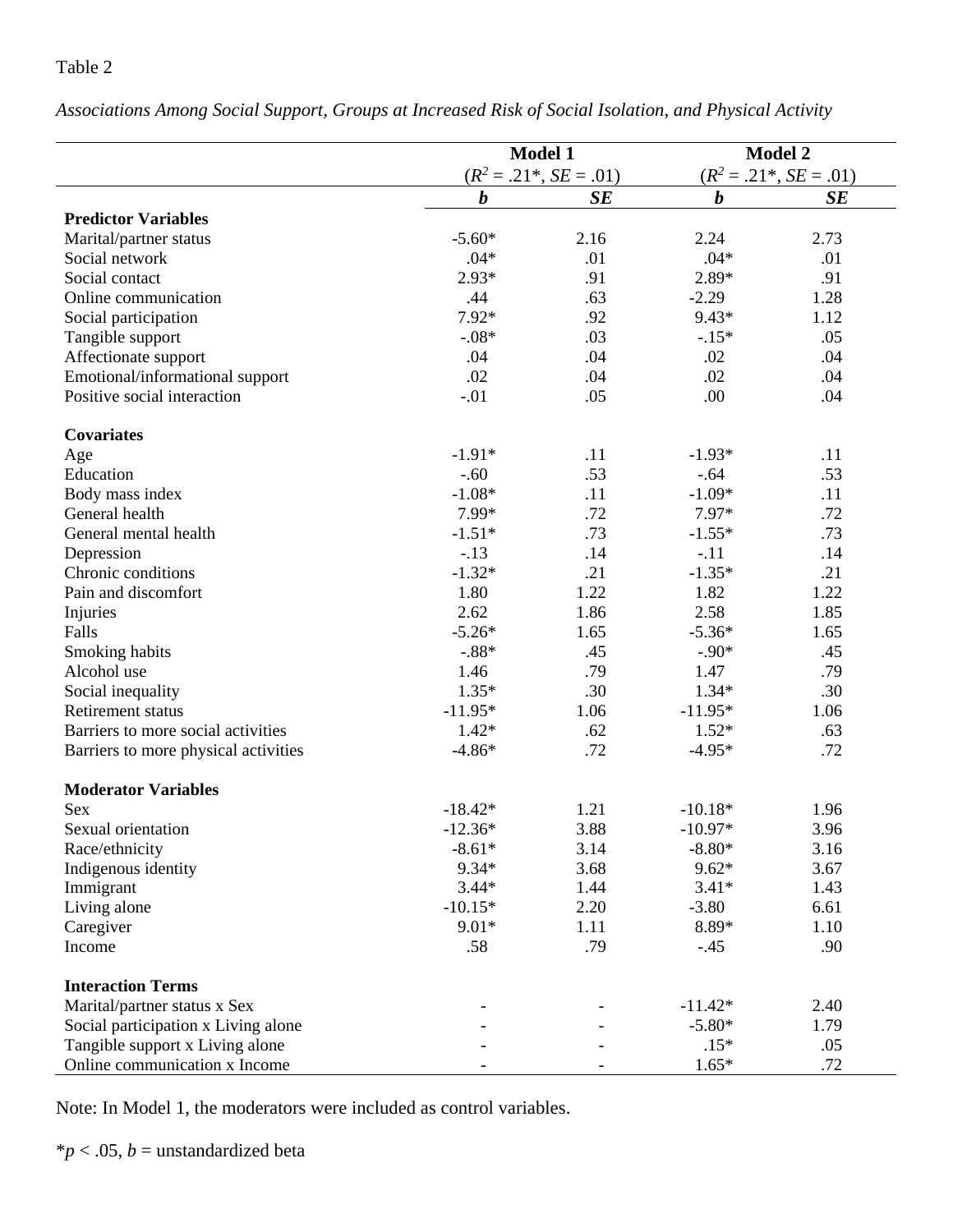Table 2

*Associations Among Social Support, Groups at Increased Risk of Social Isolation, and Physical Activity*

| | Model 1 ($R^2$ = .21*, *SE* = .01) | | Model 2 ($R^2$ = .21*, *SE* = .01) | |
|---|---|---|---|---|
| | ***b*** | ***SE*** | ***b*** | ***SE*** |
| **Predictor Variables** | | | | |
| Marital/partner status | -5.60* | 2.16 | 2.24 | 2.73 |
| Social network | .04* | .01 | .04* | .01 |
| Social contact | 2.93* | .91 | 2.89* | .91 |
| Online communication | .44 | .63 | -2.29 | 1.28 |
| Social participation | 7.92* | .92 | 9.43* | 1.12 |
| Tangible support | -.08* | .03 | -.15* | .05 |
| Affectionate support | .04 | .04 | .02 | .04 |
| Emotional/informational support | .02 | .04 | .02 | .04 |
| Positive social interaction | -.01 | .05 | .00 | .04 |
| **Covariates** | | | | |
| Age | -1.91* | .11 | -1.93* | .11 |
| Education | -.60 | .53 | -.64 | .53 |
| Body mass index | -1.08* | .11 | -1.09* | .11 |
| General health | 7.99* | .72 | 7.97* | .72 |
| General mental health | -1.51* | .73 | -1.55* | .73 |
| Depression | -.13 | .14 | -.11 | .14 |
| Chronic conditions | -1.32* | .21 | -1.35* | .21 |
| Pain and discomfort | 1.80 | 1.22 | 1.82 | 1.22 |
| Injuries | 2.62 | 1.86 | 2.58 | 1.85 |
| Falls | -5.26* | 1.65 | -5.36* | 1.65 |
| Smoking habits | -.88* | .45 | -.90* | .45 |
| Alcohol use | 1.46 | .79 | 1.47 | .79 |
| Social inequality | 1.35* | .30 | 1.34* | .30 |
| Retirement status | -11.95* | 1.06 | -11.95* | 1.06 |
| Barriers to more social activities | 1.42* | .62 | 1.52* | .63 |
| Barriers to more physical activities | -4.86* | .72 | -4.95* | .72 |
| **Moderator Variables** | | | | |
| Sex | -18.42* | 1.21 | -10.18* | 1.96 |
| Sexual orientation | -12.36* | 3.88 | -10.97* | 3.96 |
| Race/ethnicity | -8.61* | 3.14 | -8.80* | 3.16 |
| Indigenous identity | 9.34* | 3.68 | 9.62* | 3.67 |
| Immigrant | 3.44* | 1.44 | 3.41* | 1.43 |
| Living alone | -10.15* | 2.20 | -3.80 | 6.61 |
| Caregiver | 9.01* | 1.11 | 8.89* | 1.10 |
| Income | .58 | .79 | -.45 | .90 |
| **Interaction Terms** | | | | |
| Marital/partner status x Sex | - | - | -11.42* | 2.40 |
| Social participation x Living alone | - | - | -5.80* | 1.79 |
| Tangible support x Living alone | - | - | .15* | .05 |
| Online communication x Income | - | - | 1.65* | .72 |

Note: In Model 1, the moderators were included as control variables.

*$p < .05$, *b* = unstandardized beta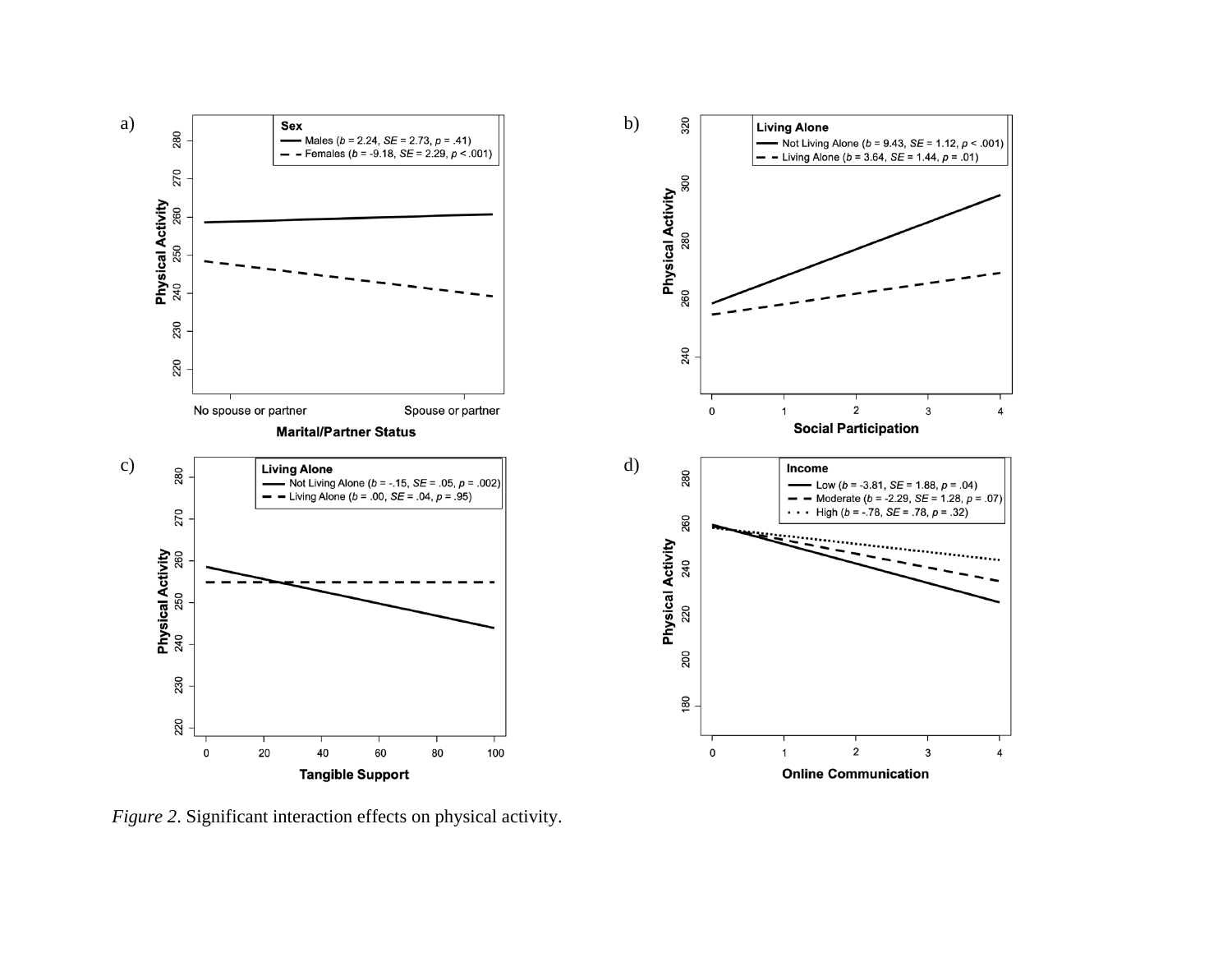a)

Sex

Males ($b$ = 2.24, $SE$ = 2.73, $p$ = .41)

Females ($b$ = -9.18, $SE$ = 2.29, $p$ < .001)

Physical Activity

220
230
240
250
260
270
280

No spouse or partner

Spouse or partner

Marital/Partner Status

b)

Living Alone

Not Living Alone ($b$ = 9.43, $SE$ = 1.12, $p$ < .001)

Living Alone ($b$ = 3.64, $SE$ = 1.44, $p$ = .01)

Physical Activity

240
260
280
300
320

0
1
2
3
4

Social Participation

c)

Living Alone

Not Living Alone ($b$ = -.15, $SE$ = .05, $p$ = .002)

Living Alone ($b$ = .00, $SE$ = .04, $p$ = .95)

Physical Activity

220
230
240
250
260
270
280

0
20
40
60
80
100

Tangible Support

d)

Income

Low ($b$ = -3.81, $SE$ = 1.88, $p$ = .04)

Moderate ($b$ = -2.29, $SE$ = 1.28, $p$ = .07)

High ($b$ = -.78, $SE$ = .78, $p$ = .32)

Physical Activity

180
200
220
240
260
280

0
1
2
3
4

Online Communication

*Figure 2*. Significant interaction effects on physical activity.